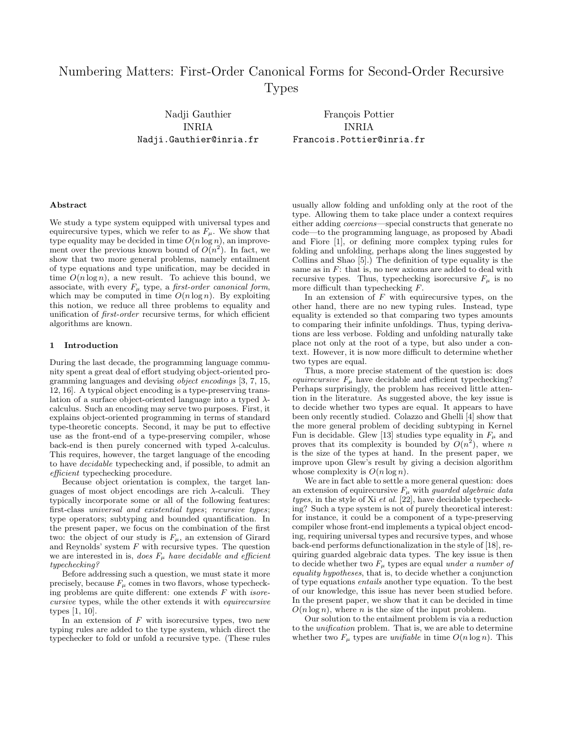# Numbering Matters: First-Order Canonical Forms for Second-Order Recursive Types

Nadji Gauthier
INRIA
Nadji.Gauthier@inria.fr

François Pottier
INRIA
Francois.Pottier@inria.fr

### Abstract

We study a type system equipped with universal types and equirecursive types, which we refer to as $F_\mu$. We show that type equality may be decided in time $O(n \log n)$, an improvement over the previous known bound of $O(n^2)$. In fact, we show that two more general problems, namely entailment of type equations and type unification, may be decided in time $O(n \log n)$, a new result. To achieve this bound, we associate, with every $F_\mu$ type, a *first-order canonical form*, which may be computed in time $O(n \log n)$. By exploiting this notion, we reduce all three problems to equality and unification of *first-order* recursive terms, for which efficient algorithms are known.

## 1 Introduction

During the last decade, the programming language community spent a great deal of effort studying object-oriented programming languages and devising *object encodings* [3, 7, 15, 12, 16]. A typical object encoding is a type-preserving translation of a surface object-oriented language into a typed λ-calculus. Such an encoding may serve two purposes. First, it explains object-oriented programming in terms of standard type-theoretic concepts. Second, it may be put to effective use as the front-end of a type-preserving compiler, whose back-end is then purely concerned with typed λ-calculus. This requires, however, the target language of the encoding to have *decidable* typechecking and, if possible, to admit an *efficient* typechecking procedure.

Because object orientation is complex, the target languages of most object encodings are rich λ-calculi. They typically incorporate some or all of the following features: first-class *universal and existential types*; *recursive types*; type operators; subtyping and bounded quantification. In the present paper, we focus on the combination of the first two: the object of our study is $F_\mu$, an extension of Girard and Reynolds' system $F$ with recursive types. The question we are interested in is, *does $F_\mu$ have decidable and efficient typechecking?*

Before addressing such a question, we must state it more precisely, because $F_\mu$ comes in two flavors, whose typechecking problems are quite different: one extends $F$ with *isorecursive* types, while the other extends it with *equirecursive* types [1, 10].

In an extension of $F$ with isorecursive types, two new typing rules are added to the type system, which direct the typechecker to fold or unfold a recursive type. (These rules usually allow folding and unfolding only at the root of the type. Allowing them to take place under a context requires either adding *coercions*—special constructs that generate no code—to the programming language, as proposed by Abadi and Fiore [1], or defining more complex typing rules for folding and unfolding, perhaps along the lines suggested by Collins and Shao [5].) The definition of type equality is the same as in $F$: that is, no new axioms are added to deal with recursive types. Thus, typechecking isorecursive $F_\mu$ is no more difficult than typechecking $F$.

In an extension of $F$ with equirecursive types, on the other hand, there are no new typing rules. Instead, type equality is extended so that comparing two types amounts to comparing their infinite unfoldings. Thus, typing derivations are less verbose. Folding and unfolding naturally take place not only at the root of a type, but also under a context. However, it is now more difficult to determine whether two types are equal.

Thus, a more precise statement of the question is: does *equirecursive* $F_\mu$ have decidable and efficient typechecking? Perhaps surprisingly, the problem has received little attention in the literature. As suggested above, the key issue is to decide whether two types are equal. It appears to have been only recently studied. Colazzo and Ghelli [4] show that the more general problem of deciding subtyping in Kernel Fun is decidable. Glew [13] studies type equality in $F_\mu$ and proves that its complexity is bounded by $O(n^2)$, where $n$ is the size of the types at hand. In the present paper, we improve upon Glew's result by giving a decision algorithm whose complexity is $O(n \log n)$.

We are in fact able to settle a more general question: does an extension of equirecursive $F_\mu$ with *guarded algebraic data types*, in the style of Xi *et al.* [22], have decidable typechecking? Such a type system is not of purely theoretical interest: for instance, it could be a component of a type-preserving compiler whose front-end implements a typical object encoding, requiring universal types and recursive types, and whose back-end performs defunctionalization in the style of [18], requiring guarded algebraic data types. The key issue is then to decide whether two $F_\mu$ types are equal *under a number of equality hypotheses*, that is, to decide whether a conjunction of type equations *entails* another type equation. To the best of our knowledge, this issue has never been studied before. In the present paper, we show that it can be decided in time $O(n \log n)$, where $n$ is the size of the input problem.

Our solution to the entailment problem is via a reduction to the *unification* problem. That is, we are able to determine whether two $F_\mu$ types are *unifiable* in time $O(n \log n)$. This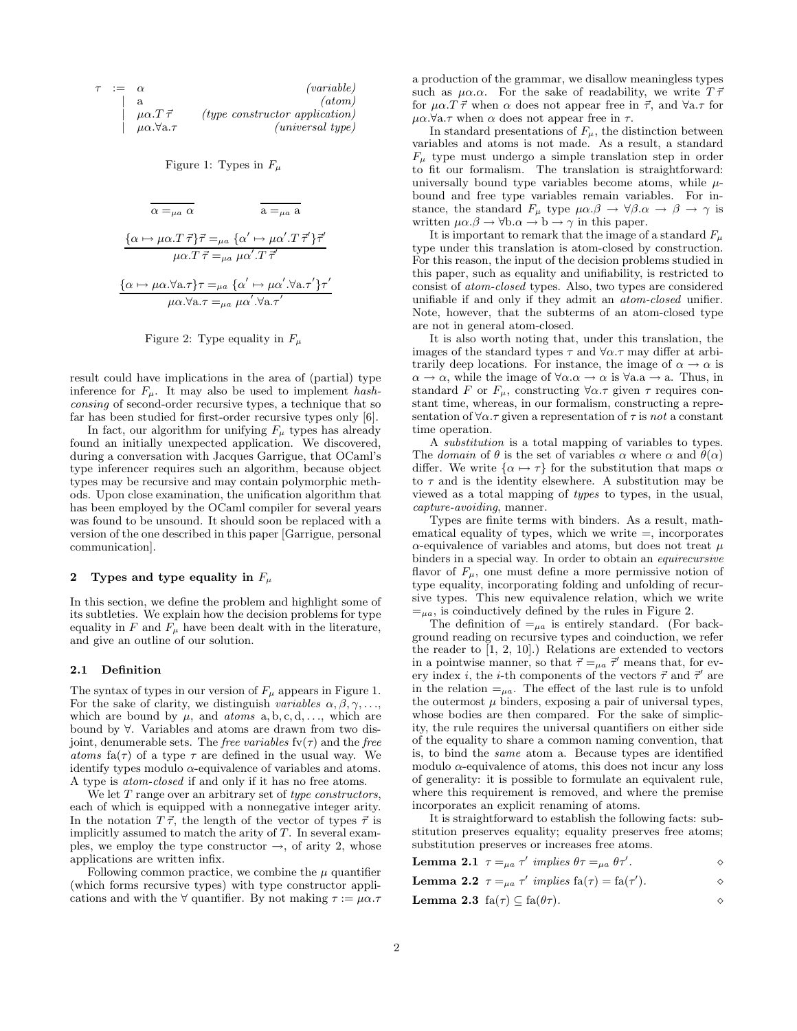$$
\begin{array}{rcll}
\tau & ::= & \alpha & \textit{(variable)} \\
& | & \mathrm{a} & \textit{(atom)} \\
& | & \mu\alpha.T\,\vec{\tau} & \textit{(type constructor application)} \\
& | & \mu\alpha.\forall\mathrm{a}.\tau & \textit{(universal type)}
\end{array}
$$

Figure 1: Types in $F_\mu$

$$
\frac{}{\alpha =_{\mu a} \alpha} \qquad \frac{}{\mathrm{a} =_{\mu a} \mathrm{a}}
$$

$$
\frac{\{\alpha \mapsto \mu\alpha.T\,\vec{\tau}\}\vec{\tau} =_{\mu a} \{\alpha' \mapsto \mu\alpha'.T\,\vec{\tau}'\}\vec{\tau}'}{\mu\alpha.T\,\vec{\tau} =_{\mu a} \mu\alpha'.T\,\vec{\tau}'}
$$

$$
\frac{\{\alpha \mapsto \mu\alpha.\forall\mathrm{a}.\tau\}\tau =_{\mu a} \{\alpha' \mapsto \mu\alpha'.\forall\mathrm{a}.\tau'\}\tau'}{\mu\alpha.\forall\mathrm{a}.\tau =_{\mu a} \mu\alpha'.\forall\mathrm{a}.\tau'}
$$

Figure 2: Type equality in $F_\mu$

result could have implications in the area of (partial) type inference for $F_\mu$. It may also be used to implement *hash-consing* of second-order recursive types, a technique that so far has been studied for first-order recursive types only [6].

In fact, our algorithm for unifying $F_\mu$ types has already found an initially unexpected application. We discovered, during a conversation with Jacques Garrigue, that OCaml's type inferencer requires such an algorithm, because object types may be recursive and may contain polymorphic methods. Upon close examination, the unification algorithm that has been employed by the OCaml compiler for several years was found to be unsound. It should soon be replaced with a version of the one described in this paper [Garrigue, personal communication].

## 2 Types and type equality in $F_\mu$

In this section, we define the problem and highlight some of its subtleties. We explain how the decision problems for type equality in $F$ and $F_\mu$ have been dealt with in the literature, and give an outline of our solution.

### 2.1 Definition

The syntax of types in our version of $F_\mu$ appears in Figure 1. For the sake of clarity, we distinguish *variables* $\alpha, \beta, \gamma, \ldots$, which are bound by $\mu$, and *atoms* $\mathrm{a}, \mathrm{b}, \mathrm{c}, \mathrm{d}, \ldots$, which are bound by $\forall$. Variables and atoms are drawn from two disjoint, denumerable sets. The *free variables* $\mathrm{fv}(\tau)$ and the *free atoms* $\mathrm{fa}(\tau)$ of a type $\tau$ are defined in the usual way. We identify types modulo $\alpha$-equivalence of variables and atoms. A type is *atom-closed* if and only if it has no free atoms.

We let $T$ range over an arbitrary set of *type constructors*, each of which is equipped with a nonnegative integer arity. In the notation $T\,\vec{\tau}$, the length of the vector of types $\vec{\tau}$ is implicitly assumed to match the arity of $T$. In several examples, we employ the type constructor $\rightarrow$, of arity 2, whose applications are written infix.

Following common practice, we combine the $\mu$ quantifier (which forms recursive types) with type constructor applications and with the $\forall$ quantifier. By not making $\tau := \mu\alpha.\tau$ a production of the grammar, we disallow meaningless types such as $\mu\alpha.\alpha$. For the sake of readability, we write $T\,\vec{\tau}$ for $\mu\alpha.T\,\vec{\tau}$ when $\alpha$ does not appear free in $\vec{\tau}$, and $\forall\mathrm{a}.\tau$ for $\mu\alpha.\forall\mathrm{a}.\tau$ when $\alpha$ does not appear free in $\tau$.

In standard presentations of $F_\mu$, the distinction between variables and atoms is not made. As a result, a standard $F_\mu$ type must undergo a simple translation step in order to fit our formalism. The translation is straightforward: universally bound type variables become atoms, while $\mu$-bound and free type variables remain variables. For instance, the standard $F_\mu$ type $\mu\alpha.\beta \rightarrow \forall\beta.\alpha \rightarrow \beta \rightarrow \gamma$ is written $\mu\alpha.\beta \rightarrow \forall\mathrm{b}.\alpha \rightarrow \mathrm{b} \rightarrow \gamma$ in this paper.

It is important to remark that the image of a standard $F_\mu$ type under this translation is atom-closed by construction. For this reason, the input of the decision problems studied in this paper, such as equality and unifiability, is restricted to consist of *atom-closed* types. Also, two types are considered unifiable if and only if they admit an *atom-closed* unifier. Note, however, that the subterms of an atom-closed type are not in general atom-closed.

It is also worth noting that, under this translation, the images of the standard types $\tau$ and $\forall\alpha.\tau$ may differ at arbitrarily deep locations. For instance, the image of $\alpha \rightarrow \alpha$ is $\alpha \rightarrow \alpha$, while the image of $\forall\alpha.\alpha \rightarrow \alpha$ is $\forall\mathrm{a}.\mathrm{a} \rightarrow \mathrm{a}$. Thus, in standard $F$ or $F_\mu$, constructing $\forall\alpha.\tau$ given $\tau$ requires constant time, whereas, in our formalism, constructing a representation of $\forall\alpha.\tau$ given a representation of $\tau$ is *not* a constant time operation.

A *substitution* is a total mapping of variables to types. The *domain* of $\theta$ is the set of variables $\alpha$ where $\alpha$ and $\theta(\alpha)$ differ. We write $\{\alpha \mapsto \tau\}$ for the substitution that maps $\alpha$ to $\tau$ and is the identity elsewhere. A substitution may be viewed as a total mapping of *types* to types, in the usual, *capture-avoiding*, manner.

Types are finite terms with binders. As a result, mathematical equality of types, which we write $=$, incorporates $\alpha$-equivalence of variables and atoms, but does not treat $\mu$ binders in a special way. In order to obtain an *equirecursive* flavor of $F_\mu$, one must define a more permissive notion of type equality, incorporating folding and unfolding of recursive types. This new equivalence relation, which we write $=_{\mu a}$, is coinductively defined by the rules in Figure 2.

The definition of $=_{\mu a}$ is entirely standard. (For background reading on recursive types and coinduction, we refer the reader to [1, 2, 10].) Relations are extended to vectors in a pointwise manner, so that $\vec{\tau} =_{\mu a} \vec{\tau}'$ means that, for every index $i$, the $i$-th components of the vectors $\vec{\tau}$ and $\vec{\tau}'$ are in the relation $=_{\mu a}$. The effect of the last rule is to unfold the outermost $\mu$ binders, exposing a pair of universal types, whose bodies are then compared. For the sake of simplicity, the rule requires the universal quantifiers on either side of the equality to share a common naming convention, that is, to bind the *same* atom a. Because types are identified modulo $\alpha$-equivalence of atoms, this does not incur any loss of generality: it is possible to formulate an equivalent rule, where this requirement is removed, and where the premise incorporates an explicit renaming of atoms.

It is straightforward to establish the following facts: substitution preserves equality; equality preserves free atoms; substitution preserves or increases free atoms.

**Lemma 2.1** *$\tau =_{\mu a} \tau'$ implies $\theta\tau =_{\mu a} \theta\tau'$.* ◇

**Lemma 2.2** *$\tau =_{\mu a} \tau'$ implies $\mathrm{fa}(\tau) = \mathrm{fa}(\tau')$.* ◇

**Lemma 2.3** $\mathrm{fa}(\tau) \subseteq \mathrm{fa}(\theta\tau)$. ◇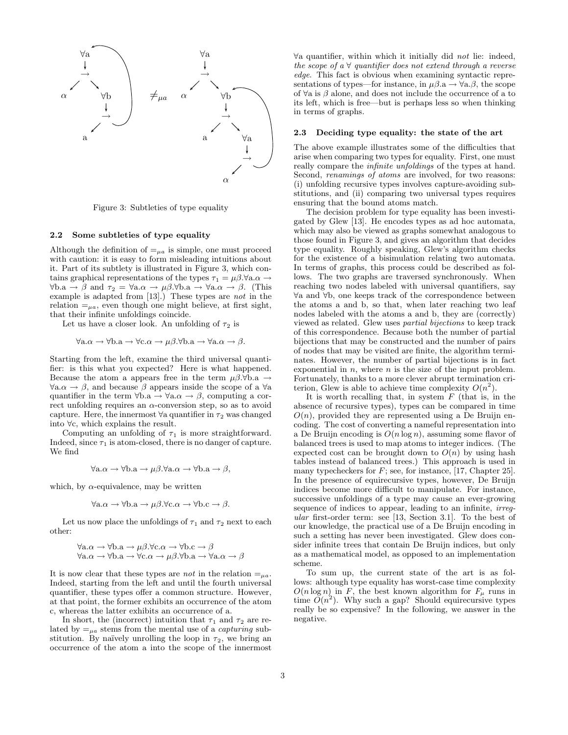Figure 3: Subtleties of type equality

### 2.2 Some subtleties of type equality

Although the definition of $=_{\mu a}$ is simple, one must proceed with caution: it is easy to form misleading intuitions about it. Part of its subtlety is illustrated in Figure 3, which contains graphical representations of the types $\tau_1 = \mu\beta.\forall \mathrm{a}.\alpha \to \forall \mathrm{b}.\mathrm{a} \to \beta$ and $\tau_2 = \forall \mathrm{a}.\alpha \to \mu\beta.\forall \mathrm{b}.\mathrm{a} \to \forall \mathrm{a}.\alpha \to \beta$. (This example is adapted from [13].) These types are *not* in the relation $=_{\mu a}$, even though one might believe, at first sight, that their infinite unfoldings coincide.

Let us have a closer look. An unfolding of $\tau_2$ is

$$\forall \mathrm{a}.\alpha \to \forall \mathrm{b}.\mathrm{a} \to \forall \mathrm{c}.\alpha \to \mu\beta.\forall \mathrm{b}.\mathrm{a} \to \forall \mathrm{a}.\alpha \to \beta.$$

Starting from the left, examine the third universal quantifier: is this what you expected? Here is what happened. Because the atom a appears free in the term $\mu\beta.\forall \mathrm{b}.\mathrm{a} \to \forall \mathrm{a}.\alpha \to \beta$, and because $\beta$ appears inside the scope of a $\forall$a quantifier in the term $\forall \mathrm{b}.\mathrm{a} \to \forall \mathrm{a}.\alpha \to \beta$, computing a correct unfolding requires an $\alpha$-conversion step, so as to avoid capture. Here, the innermost $\forall$a quantifier in $\tau_2$ was changed into $\forall$c, which explains the result.

Computing an unfolding of $\tau_1$ is more straightforward. Indeed, since $\tau_1$ is atom-closed, there is no danger of capture. We find

$$\forall \mathrm{a}.\alpha \to \forall \mathrm{b}.\mathrm{a} \to \mu\beta.\forall \mathrm{a}.\alpha \to \forall \mathrm{b}.\mathrm{a} \to \beta,$$

which, by $\alpha$-equivalence, may be written

$$\forall \mathrm{a}.\alpha \to \forall \mathrm{b}.\mathrm{a} \to \mu\beta.\forall \mathrm{c}.\alpha \to \forall \mathrm{b}.\mathrm{c} \to \beta.$$

Let us now place the unfoldings of $\tau_1$ and $\tau_2$ next to each other:

$$\begin{array}{l}\forall \mathrm{a}.\alpha \to \forall \mathrm{b}.\mathrm{a} \to \mu\beta.\forall \mathrm{c}.\alpha \to \forall \mathrm{b}.\mathrm{c} \to \beta \\ \forall \mathrm{a}.\alpha \to \forall \mathrm{b}.\mathrm{a} \to \forall \mathrm{c}.\alpha \to \mu\beta.\forall \mathrm{b}.\mathrm{a} \to \forall \mathrm{a}.\alpha \to \beta\end{array}$$

It is now clear that these types are *not* in the relation $=_{\mu a}$. Indeed, starting from the left and until the fourth universal quantifier, these types offer a common structure. However, at that point, the former exhibits an occurrence of the atom c, whereas the latter exhibits an occurrence of a.

In short, the (incorrect) intuition that $\tau_1$ and $\tau_2$ are related by $=_{\mu a}$ stems from the mental use of a *capturing* substitution. By naïvely unrolling the loop in $\tau_2$, we bring an occurrence of the atom a into the scope of the innermost $\forall$a quantifier, within which it initially did *not* lie: indeed, *the scope of a $\forall$ quantifier does not extend through a reverse edge*. This fact is obvious when examining syntactic representations of types—for instance, in $\mu\beta.\mathrm{a} \to \forall \mathrm{a}.\beta$, the scope of $\forall$a is $\beta$ alone, and does not include the occurrence of a to its left, which is free—but is perhaps less so when thinking in terms of graphs.

### 2.3 Deciding type equality: the state of the art

The above example illustrates some of the difficulties that arise when comparing two types for equality. First, one must really compare the *infinite unfoldings* of the types at hand. Second, *renamings of atoms* are involved, for two reasons: (i) unfolding recursive types involves capture-avoiding substitutions, and (ii) comparing two universal types requires ensuring that the bound atoms match.

The decision problem for type equality has been investigated by Glew [13]. He encodes types as ad hoc automata, which may also be viewed as graphs somewhat analogous to those found in Figure 3, and gives an algorithm that decides type equality. Roughly speaking, Glew's algorithm checks for the existence of a bisimulation relating two automata. In terms of graphs, this process could be described as follows. The two graphs are traversed synchronously. When reaching two nodes labeled with universal quantifiers, say $\forall$a and $\forall$b, one keeps track of the correspondence between the atoms a and b, so that, when later reaching two leaf nodes labeled with the atoms a and b, they are (correctly) viewed as related. Glew uses *partial bijections* to keep track of this correspondence. Because both the number of partial bijections that may be constructed and the number of pairs of nodes that may be visited are finite, the algorithm terminates. However, the number of partial bijections is in fact exponential in $n$, where $n$ is the size of the input problem. Fortunately, thanks to a more clever abrupt termination criterion, Glew is able to achieve time complexity $O(n^2)$.

It is worth recalling that, in system $F$ (that is, in the absence of recursive types), types can be compared in time $O(n)$, provided they are represented using a De Bruijn encoding. The cost of converting a nameful representation into a De Bruijn encoding is $O(n \log n)$, assuming some flavor of balanced trees is used to map atoms to integer indices. (The expected cost can be brought down to $O(n)$ by using hash tables instead of balanced trees.) This approach is used in many typecheckers for $F$; see, for instance, [17, Chapter 25]. In the presence of equirecursive types, however, De Bruijn indices become more difficult to manipulate. For instance, successive unfoldings of a type may cause an ever-growing sequence of indices to appear, leading to an infinite, *irregular* first-order term: see [13, Section 3.1]. To the best of our knowledge, the practical use of a De Bruijn encoding in such a setting has never been investigated. Glew does consider infinite trees that contain De Bruijn indices, but only as a mathematical model, as opposed to an implementation scheme.

To sum up, the current state of the art is as follows: although type equality has worst-case time complexity $O(n \log n)$ in $F$, the best known algorithm for $F_\mu$ runs in time $O(n^2)$. Why such a gap? Should equirecursive types really be so expensive? In the following, we answer in the negative.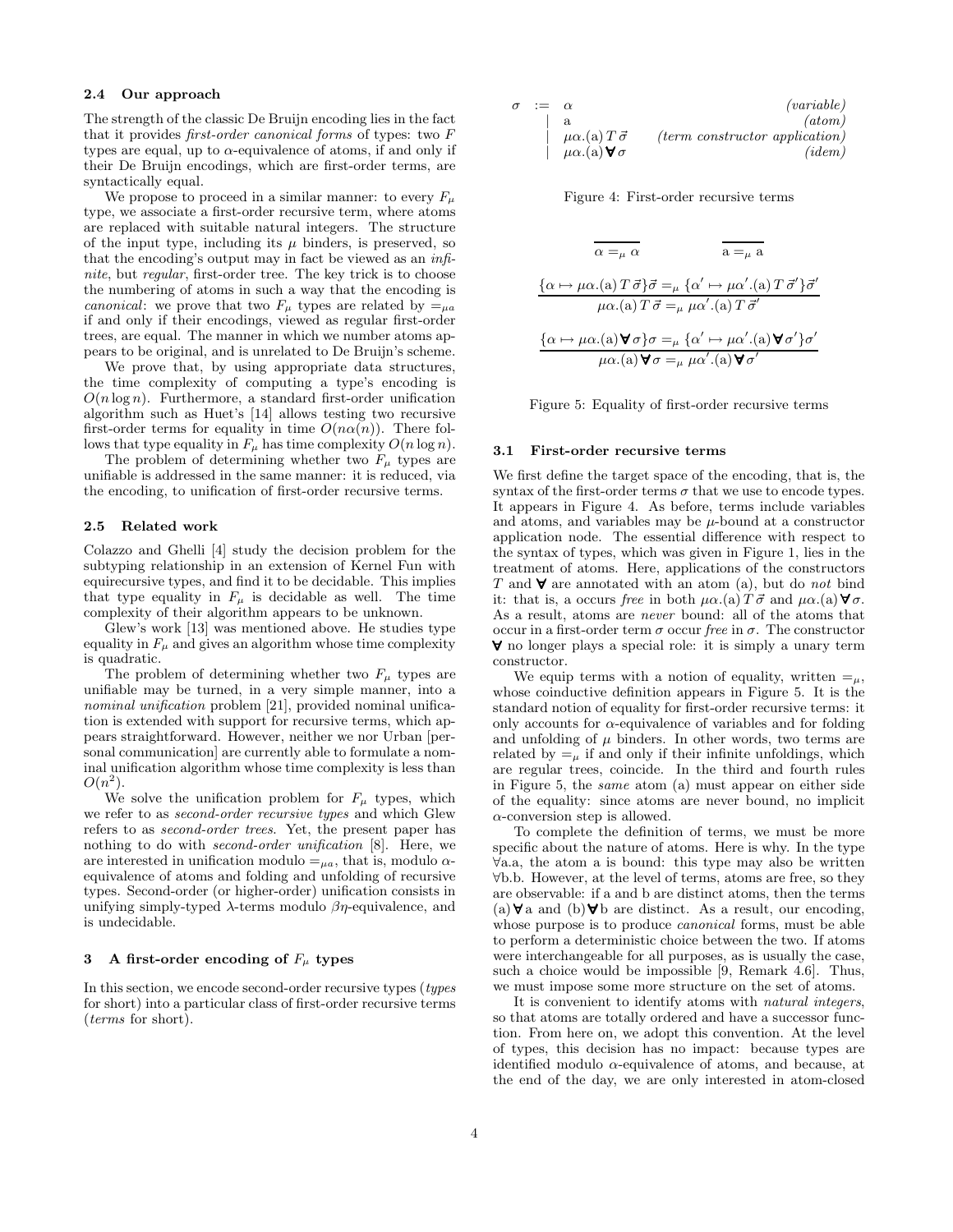### 2.4 Our approach

The strength of the classic De Bruijn encoding lies in the fact that it provides *first-order canonical forms* of types: two $F$ types are equal, up to $\alpha$-equivalence of atoms, if and only if their De Bruijn encodings, which are first-order terms, are syntactically equal.

We propose to proceed in a similar manner: to every $F_\mu$ type, we associate a first-order recursive term, where atoms are replaced with suitable natural integers. The structure of the input type, including its $\mu$ binders, is preserved, so that the encoding's output may in fact be viewed as an *infinite*, but *regular*, first-order tree. The key trick is to choose the numbering of atoms in such a way that the encoding is *canonical*: we prove that two $F_\mu$ types are related by $=_{\mu a}$ if and only if their encodings, viewed as regular first-order trees, are equal. The manner in which we number atoms appears to be original, and is unrelated to De Bruijn's scheme.

We prove that, by using appropriate data structures, the time complexity of computing a type's encoding is $O(n \log n)$. Furthermore, a standard first-order unification algorithm such as Huet's [14] allows testing two recursive first-order terms for equality in time $O(n\alpha(n))$. There follows that type equality in $F_\mu$ has time complexity $O(n \log n)$.

The problem of determining whether two $F_\mu$ types are unifiable is addressed in the same manner: it is reduced, via the encoding, to unification of first-order recursive terms.

### 2.5 Related work

Colazzo and Ghelli [4] study the decision problem for the subtyping relationship in an extension of Kernel Fun with equirecursive types, and find it to be decidable. This implies that type equality in $F_\mu$ is decidable as well. The time complexity of their algorithm appears to be unknown.

Glew's work [13] was mentioned above. He studies type equality in $F_\mu$ and gives an algorithm whose time complexity is quadratic.

The problem of determining whether two $F_\mu$ types are unifiable may be turned, in a very simple manner, into a *nominal unification* problem [21], provided nominal unification is extended with support for recursive terms, which appears straightforward. However, neither we nor Urban [personal communication] are currently able to formulate a nominal unification algorithm whose time complexity is less than $O(n^2)$.

We solve the unification problem for $F_\mu$ types, which we refer to as *second-order recursive types* and which Glew refers to as *second-order trees*. Yet, the present paper has nothing to do with *second-order unification* [8]. Here, we are interested in unification modulo $=_{\mu a}$, that is, modulo $\alpha$-equivalence of atoms and folding and unfolding of recursive types. Second-order (or higher-order) unification consists in unifying simply-typed $\lambda$-terms modulo $\beta\eta$-equivalence, and is undecidable.

## 3 A first-order encoding of $F_\mu$ types

In this section, we encode second-order recursive types (*types* for short) into a particular class of first-order recursive terms (*terms* for short).

$$
\begin{array}{rcll}
\sigma & := & \alpha & \textit{(variable)} \\
& \mid & \mathrm{a} & \textit{(atom)} \\
& \mid & \mu\alpha.(\mathrm{a})\, T\, \vec{\sigma} & \textit{(term constructor application)} \\
& \mid & \mu\alpha.(\mathrm{a})\, \forall\, \sigma & \textit{(idem)}
\end{array}
$$

Figure 4: First-order recursive terms

$$
\frac{}{\alpha =_\mu \alpha} \qquad \frac{}{\mathrm{a} =_\mu \mathrm{a}}
$$

$$
\frac{\{\alpha \mapsto \mu\alpha.(\mathrm{a})\, T\, \vec{\sigma}\}\vec{\sigma} =_\mu \{\alpha' \mapsto \mu\alpha'.(\mathrm{a})\, T\, \vec{\sigma}'\}\vec{\sigma}'}{\mu\alpha.(\mathrm{a})\, T\, \vec{\sigma} =_\mu \mu\alpha'.(\mathrm{a})\, T\, \vec{\sigma}'}
$$

$$
\frac{\{\alpha \mapsto \mu\alpha.(\mathrm{a})\forall\, \sigma\}\sigma =_\mu \{\alpha' \mapsto \mu\alpha'.(\mathrm{a})\forall\, \sigma'\}\sigma'}{\mu\alpha.(\mathrm{a})\forall\, \sigma =_\mu \mu\alpha'.(\mathrm{a})\forall\, \sigma'}
$$

Figure 5: Equality of first-order recursive terms

### 3.1 First-order recursive terms

We first define the target space of the encoding, that is, the syntax of the first-order terms $\sigma$ that we use to encode types. It appears in Figure 4. As before, terms include variables and atoms, and variables may be $\mu$-bound at a constructor application node. The essential difference with respect to the syntax of types, which was given in Figure 1, lies in the treatment of atoms. Here, applications of the constructors $T$ and $\forall$ are annotated with an atom (a), but do *not* bind it: that is, a occurs *free* in both $\mu\alpha.(\mathrm{a})\, T\, \vec{\sigma}$ and $\mu\alpha.(\mathrm{a})\forall\, \sigma$. As a result, atoms are *never* bound: all of the atoms that occur in a first-order term $\sigma$ occur *free* in $\sigma$. The constructor $\forall$ no longer plays a special role: it is simply a unary term constructor.

We equip terms with a notion of equality, written $=_\mu$, whose coinductive definition appears in Figure 5. It is the standard notion of equality for first-order recursive terms: it only accounts for $\alpha$-equivalence of variables and for folding and unfolding of $\mu$ binders. In other words, two terms are related by $=_\mu$ if and only if their infinite unfoldings, which are regular trees, coincide. In the third and fourth rules in Figure 5, the *same* atom (a) must appear on either side of the equality: since atoms are never bound, no implicit $\alpha$-conversion step is allowed.

To complete the definition of terms, we must be more specific about the nature of atoms. Here is why. In the type $\forall \mathrm{a.a}$, the atom a is bound: this type may also be written $\forall \mathrm{b.b}$. However, at the level of terms, atoms are free, so they are observable: if a and b are distinct atoms, then the terms $(\mathrm{a})\forall\,\mathrm{a}$ and $(\mathrm{b})\forall\,\mathrm{b}$ are distinct. As a result, our encoding, whose purpose is to produce *canonical* forms, must be able to perform a deterministic choice between the two. If atoms were interchangeable for all purposes, as is usually the case, such a choice would be impossible [9, Remark 4.6]. Thus, we must impose some more structure on the set of atoms.

It is convenient to identify atoms with *natural integers*, so that atoms are totally ordered and have a successor function. From here on, we adopt this convention. At the level of types, this decision has no impact: because types are identified modulo $\alpha$-equivalence of atoms, and because, at the end of the day, we are only interested in atom-closed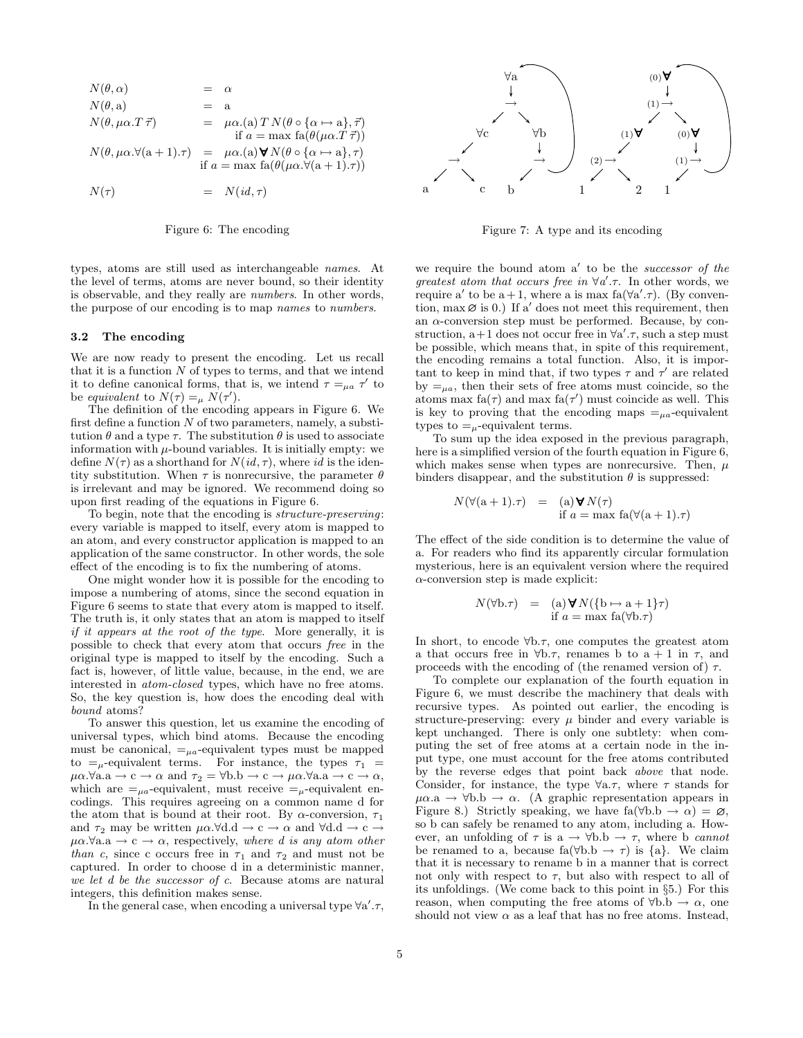$$
\begin{array}{lcl}
N(\theta, \alpha) & = & \alpha \\
N(\theta, \mathrm{a}) & = & \mathrm{a} \\
N(\theta, \mu\alpha.T\,\vec{\tau}) & = & \mu\alpha.(\mathrm{a})\,T\,N(\theta \circ \{\alpha \mapsto \mathrm{a}\}, \vec{\tau}) \\
 & & \quad \text{if } a = \max \mathrm{fa}(\theta(\mu\alpha.T\,\vec{\tau})) \\
N(\theta, \mu\alpha.\forall(\mathrm{a}+1).\tau) & = & \mu\alpha.(\mathrm{a})\,\boldsymbol{\forall}\,N(\theta \circ \{\alpha \mapsto \mathrm{a}\}, \tau) \\
 & & \text{if } a = \max \mathrm{fa}(\theta(\mu\alpha.\forall(\mathrm{a}+1).\tau)) \\
N(\tau) & = & N(id, \tau)
\end{array}
$$

Figure 6: The encoding

∀a
→
∀c ∀b
→ →
a c b

(0)∀
(1)→
(1)∀ (0)∀
(2)→ (1)→
1 2 1

Figure 7: A type and its encoding

types, atoms are still used as interchangeable *names*. At the level of terms, atoms are never bound, so their identity is observable, and they really are *numbers*. In other words, the purpose of our encoding is to map *names* to *numbers*.

### 3.2 The encoding

We are now ready to present the encoding. Let us recall that it is a function $N$ of types to terms, and that we intend it to define canonical forms, that is, we intend $\tau =_{\mu a} \tau'$ to be *equivalent* to $N(\tau) =_{\mu} N(\tau')$.

The definition of the encoding appears in Figure 6. We first define a function $N$ of two parameters, namely, a substitution $\theta$ and a type $\tau$. The substitution $\theta$ is used to associate information with $\mu$-bound variables. It is initially empty: we define $N(\tau)$ as a shorthand for $N(id, \tau)$, where $id$ is the identity substitution. When $\tau$ is nonrecursive, the parameter $\theta$ is irrelevant and may be ignored. We recommend doing so upon first reading of the equations in Figure 6.

To begin, note that the encoding is *structure-preserving*: every variable is mapped to itself, every atom is mapped to an atom, and every constructor application is mapped to an application of the same constructor. In other words, the sole effect of the encoding is to fix the numbering of atoms.

One might wonder how it is possible for the encoding to impose a numbering of atoms, since the second equation in Figure 6 seems to state that every atom is mapped to itself. The truth is, it only states that an atom is mapped to itself *if it appears at the root of the type*. More generally, it is possible to check that every atom that occurs *free* in the original type is mapped to itself by the encoding. Such a fact is, however, of little value, because, in the end, we are interested in *atom-closed* types, which have no free atoms. So, the key question is, how does the encoding deal with *bound* atoms?

To answer this question, let us examine the encoding of universal types, which bind atoms. Because the encoding must be canonical, $=_{\mu a}$-equivalent types must be mapped to $=_{\mu}$-equivalent terms. For instance, the types $\tau_1 = \mu\alpha.\forall \mathrm{a}.\mathrm{a} \to \mathrm{c} \to \alpha$ and $\tau_2 = \forall \mathrm{b}.\mathrm{b} \to \mathrm{c} \to \mu\alpha.\forall \mathrm{a}.\mathrm{a} \to \mathrm{c} \to \alpha$, which are $=_{\mu a}$-equivalent, must receive $=_{\mu}$-equivalent encodings. This requires agreeing on a common name d for the atom that is bound at their root. By $\alpha$-conversion, $\tau_1$ and $\tau_2$ may be written $\mu\alpha.\forall \mathrm{d}.\mathrm{d} \to \mathrm{c} \to \alpha$ and $\forall \mathrm{d}.\mathrm{d} \to \mathrm{c} \to \mu\alpha.\forall \mathrm{a}.\mathrm{a} \to \mathrm{c} \to \alpha$, respectively, *where d is any atom other than c,* since c occurs free in $\tau_1$ and $\tau_2$ and must not be captured. In order to choose d in a deterministic manner, *we let d be the successor of c*. Because atoms are natural integers, this definition makes sense.

In the general case, when encoding a universal type $\forall \mathrm{a}'.\tau$, we require the bound atom $\mathrm{a}'$ to be the *successor of the greatest atom that occurs free in* $\forall \mathrm{a}'.\tau$. In other words, we require $\mathrm{a}'$ to be $\mathrm{a}+1$, where a is $\max \mathrm{fa}(\forall \mathrm{a}'.\tau)$. (By convention, $\max \varnothing$ is 0.) If $\mathrm{a}'$ does not meet this requirement, then an $\alpha$-conversion step must be performed. Because, by construction, $\mathrm{a}+1$ does not occur free in $\forall \mathrm{a}'.\tau$, such a step must be possible, which means that, in spite of this requirement, the encoding remains a total function. Also, it is important to keep in mind that, if two types $\tau$ and $\tau'$ are related by $=_{\mu a}$, then their sets of free atoms must coincide, so the atoms $\max \mathrm{fa}(\tau)$ and $\max \mathrm{fa}(\tau')$ must coincide as well. This is key to proving that the encoding maps $=_{\mu a}$-equivalent types to $=_{\mu}$-equivalent terms.

To sum up the idea exposed in the previous paragraph, here is a simplified version of the fourth equation in Figure 6, which makes sense when types are nonrecursive. Then, $\mu$ binders disappear, and the substitution $\theta$ is suppressed:

$$
\begin{array}{lcl}
N(\forall(\mathrm{a}+1).\tau) & = & (\mathrm{a})\,\boldsymbol{\forall}\,N(\tau) \\
 & & \text{if } a = \max \mathrm{fa}(\forall(\mathrm{a}+1).\tau)
\end{array}
$$

The effect of the side condition is to determine the value of a. For readers who find its apparently circular formulation mysterious, here is an equivalent version where the required $\alpha$-conversion step is made explicit:

$$
\begin{array}{lcl}
N(\forall \mathrm{b}.\tau) & = & (\mathrm{a})\,\boldsymbol{\forall}\,N(\{\mathrm{b} \mapsto \mathrm{a}+1\}\tau) \\
 & & \text{if } a = \max \mathrm{fa}(\forall \mathrm{b}.\tau)
\end{array}
$$

In short, to encode $\forall \mathrm{b}.\tau$, one computes the greatest atom a that occurs free in $\forall \mathrm{b}.\tau$, renames b to $\mathrm{a}+1$ in $\tau$, and proceeds with the encoding of (the renamed version of) $\tau$.

To complete our explanation of the fourth equation in Figure 6, we must describe the machinery that deals with recursive types. As pointed out earlier, the encoding is structure-preserving: every $\mu$ binder and every variable is kept unchanged. There is only one subtlety: when computing the set of free atoms at a certain node in the input type, one must account for the free atoms contributed by the reverse edges that point back *above* that node. Consider, for instance, the type $\forall \mathrm{a}.\tau$, where $\tau$ stands for $\mu\alpha.\mathrm{a} \to \forall \mathrm{b}.\mathrm{b} \to \alpha$. (A graphic representation appears in Figure 8.) Strictly speaking, we have $\mathrm{fa}(\forall \mathrm{b}.\mathrm{b} \to \alpha) = \varnothing$, so b can safely be renamed to any atom, including a. However, an unfolding of $\tau$ is $\mathrm{a} \to \forall \mathrm{b}.\mathrm{b} \to \tau$, where b *cannot* be renamed to a, because $\mathrm{fa}(\forall \mathrm{b}.\mathrm{b} \to \tau)$ is $\{\mathrm{a}\}$. We claim that it is necessary to rename b in a manner that is correct not only with respect to $\tau$, but also with respect to all of its unfoldings. (We come back to this point in §5.) For this reason, when computing the free atoms of $\forall \mathrm{b}.\mathrm{b} \to \alpha$, one should not view $\alpha$ as a leaf that has no free atoms. Instead,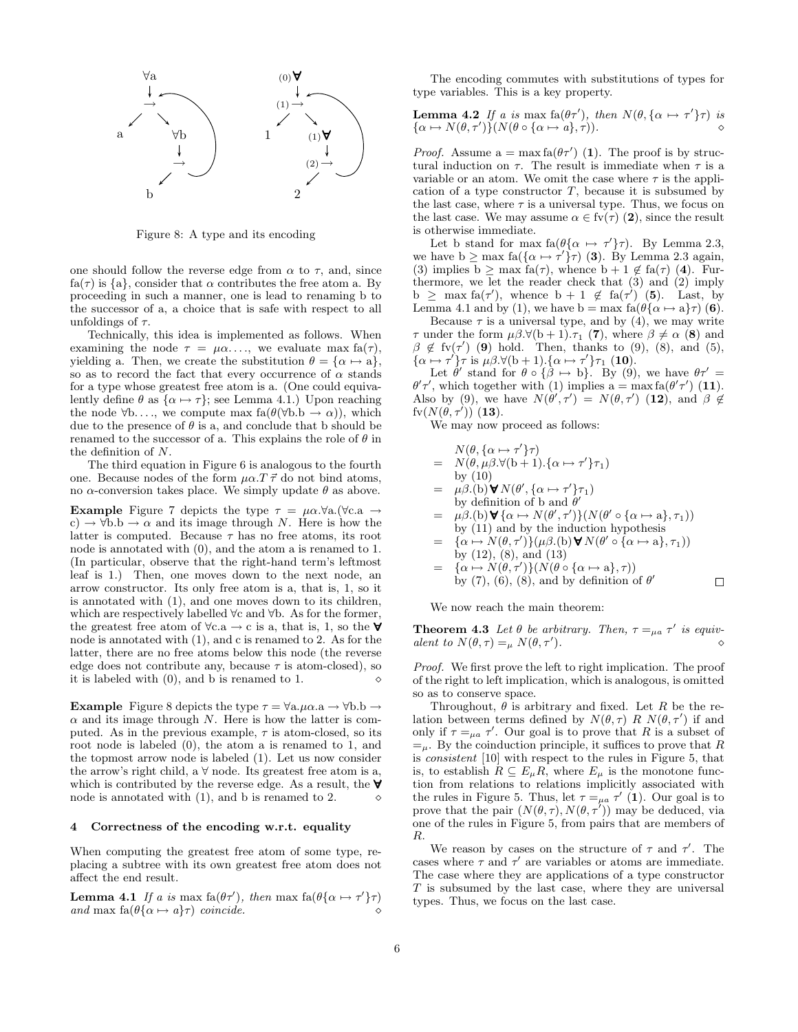∀a

→

a ∀b

→

b

(0)∀

(1) →

1 (1)∀

(2) →

2

Figure 8: A type and its encoding

one should follow the reverse edge from $\alpha$ to $\tau$, and, since $\mathrm{fa}(\tau)$ is $\{a\}$, consider that $\alpha$ contributes the free atom a. By proceeding in such a manner, one is lead to renaming b to the successor of a, a choice that is safe with respect to all unfoldings of $\tau$.

Technically, this idea is implemented as follows. When examining the node $\tau = \mu\alpha.\ldots$, we evaluate $\max \mathrm{fa}(\tau)$, yielding a. Then, we create the substitution $\theta = \{\alpha \mapsto a\}$, so as to record the fact that every occurrence of $\alpha$ stands for a type whose greatest free atom is a. (One could equivalently define $\theta$ as $\{\alpha \mapsto \tau\}$; see Lemma 4.1.) Upon reaching the node $\forall b.\ldots$, we compute $\max \mathrm{fa}(\theta(\forall b.b \to \alpha))$, which due to the presence of $\theta$ is a, and conclude that b should be renamed to the successor of a. This explains the role of $\theta$ in the definition of $N$.

The third equation in Figure 6 is analogous to the fourth one. Because nodes of the form $\mu\alpha.T\,\vec{\tau}$ do not bind atoms, no $\alpha$-conversion takes place. We simply update $\theta$ as above.

**Example** Figure 7 depicts the type $\tau = \mu\alpha.\forall a.(\forall c.a \to c) \to \forall b.b \to \alpha$ and its image through $N$. Here is how the latter is computed. Because $\tau$ has no free atoms, its root node is annotated with (0), and the atom a is renamed to 1. (In particular, observe that the right-hand term's leftmost leaf is 1.) Then, one moves down to the next node, an arrow constructor. Its only free atom is a, that is, 1, so it is annotated with (1), and one moves down to its children, which are respectively labelled $\forall$c and $\forall$b. As for the former, the greatest free atom of $\forall c.a \to c$ is a, that is, 1, so the $\boldsymbol{\forall}$ node is annotated with (1), and c is renamed to 2. As for the latter, there are no free atoms below this node (the reverse edge does not contribute any, because $\tau$ is atom-closed), so it is labeled with (0), and b is renamed to 1. ⋄

**Example** Figure 8 depicts the type $\tau = \forall a.\mu\alpha.a \to \forall b.b \to \alpha$ and its image through $N$. Here is how the latter is computed. As in the previous example, $\tau$ is atom-closed, so its root node is labeled (0), the atom a is renamed to 1, and the topmost arrow node is labeled (1). Let us now consider the arrow's right child, a $\forall$ node. Its greatest free atom is a, which is contributed by the reverse edge. As a result, the $\boldsymbol{\forall}$ node is annotated with (1), and b is renamed to 2. ⋄

## 4 Correctness of the encoding w.r.t. equality

When computing the greatest free atom of some type, replacing a subtree with its own greatest free atom does not affect the end result.

**Lemma 4.1** *If a is* $\max \mathrm{fa}(\theta\tau')$*, then* $\max \mathrm{fa}(\theta\{\alpha \mapsto \tau'\}\tau)$ *and* $\max \mathrm{fa}(\theta\{\alpha \mapsto a\}\tau)$ *coincide.* ⋄

The encoding commutes with substitutions of types for type variables. This is a key property.

**Lemma 4.2** *If a is* $\max \mathrm{fa}(\theta\tau')$*, then* $N(\theta, \{\alpha \mapsto \tau'\}\tau)$ *is* $\{\alpha \mapsto N(\theta, \tau')\}(N(\theta \circ \{\alpha \mapsto a\}, \tau))$. ⋄

*Proof.* Assume $a = \max \mathrm{fa}(\theta\tau')$ (**1**). The proof is by structural induction on $\tau$. The result is immediate when $\tau$ is a variable or an atom. We omit the case where $\tau$ is the application of a type constructor $T$, because it is subsumed by the last case, where $\tau$ is a universal type. Thus, we focus on the last case. We may assume $\alpha \in \mathrm{fv}(\tau)$ (**2**), since the result is otherwise immediate.

Let b stand for $\max \mathrm{fa}(\theta\{\alpha \mapsto \tau'\}\tau)$. By Lemma 2.3, we have $b \geq \max \mathrm{fa}(\{\alpha \mapsto \tau'\}\tau)$ (**3**). By Lemma 2.3 again, (3) implies $b \geq \max \mathrm{fa}(\tau)$, whence $b+1 \notin \mathrm{fa}(\tau)$ (**4**). Furthermore, we let the reader check that (3) and (2) imply $b \geq \max \mathrm{fa}(\tau')$, whence $b+1 \notin \mathrm{fa}(\tau')$ (**5**). Last, by Lemma 4.1 and by (1), we have $b = \max \mathrm{fa}(\theta\{\alpha \mapsto a\}\tau)$ (**6**).

Because $\tau$ is a universal type, and by (4), we may write $\tau$ under the form $\mu\beta.\forall(b+1).\tau_1$ (**7**), where $\beta \neq \alpha$ (**8**) and $\beta \notin \mathrm{fv}(\tau')$ (**9**) hold. Then, thanks to (9), (8), and (5), $\{\alpha \mapsto \tau'\}\tau$ is $\mu\beta.\forall(b+1).\{\alpha \mapsto \tau'\}\tau_1$ (**10**).

Let $\theta'$ stand for $\theta \circ \{\beta \mapsto b\}$. By (9), we have $\theta\tau' = \theta'\tau'$, which together with (1) implies $a = \max \mathrm{fa}(\theta'\tau')$ (**11**). Also by (9), we have $N(\theta', \tau') = N(\theta, \tau')$ (**12**), and $\beta \notin \mathrm{fv}(N(\theta, \tau'))$ (**13**).

We may now proceed as follows:

$$
\begin{aligned}
& N(\theta, \{\alpha \mapsto \tau'\}\tau) \\
= \; & N(\theta, \mu\beta.\forall(b+1).\{\alpha \mapsto \tau'\}\tau_1) \\
& \text{by (10)} \\
= \; & \mu\beta.(b)\boldsymbol{\forall}\, N(\theta', \{\alpha \mapsto \tau'\}\tau_1) \\
& \text{by definition of b and } \theta' \\
= \; & \mu\beta.(b)\boldsymbol{\forall}\,\{\alpha \mapsto N(\theta', \tau')\}(N(\theta' \circ \{\alpha \mapsto a\}, \tau_1)) \\
& \text{by (11) and by the induction hypothesis} \\
= \; & \{\alpha \mapsto N(\theta, \tau')\}(\mu\beta.(b)\boldsymbol{\forall}\, N(\theta' \circ \{\alpha \mapsto a\}, \tau_1)) \\
& \text{by (12), (8), and (13)} \\
= \; & \{\alpha \mapsto N(\theta, \tau')\}(N(\theta \circ \{\alpha \mapsto a\}, \tau)) \\
& \text{by (7), (6), (8), and by definition of } \theta'
\end{aligned}
$$

□

We now reach the main theorem:

**Theorem 4.3** *Let* $\theta$ *be arbitrary. Then,* $\tau =_{\mu a} \tau'$ *is equivalent to* $N(\theta, \tau) =_{\mu} N(\theta, \tau')$. ⋄

*Proof.* We first prove the left to right implication. The proof of the right to left implication, which is analogous, is omitted so as to conserve space.

Throughout, $\theta$ is arbitrary and fixed. Let $R$ be the relation between terms defined by $N(\theta, \tau)\; R\; N(\theta, \tau')$ if and only if $\tau =_{\mu a} \tau'$. Our goal is to prove that $R$ is a subset of $=_{\mu}$. By the coinduction principle, it suffices to prove that $R$ is *consistent* [10] with respect to the rules in Figure 5, that is, to establish $R \subseteq E_{\mu}R$, where $E_{\mu}$ is the monotone function from relations to relations implicitly associated with the rules in Figure 5. Thus, let $\tau =_{\mu a} \tau'$ (**1**). Our goal is to prove that the pair $(N(\theta, \tau), N(\theta, \tau'))$ may be deduced, via one of the rules in Figure 5, from pairs that are members of $R$.

We reason by cases on the structure of $\tau$ and $\tau'$. The cases where $\tau$ and $\tau'$ are variables or atoms are immediate. The case where they are applications of a type constructor $T$ is subsumed by the last case, where they are universal types. Thus, we focus on the last case.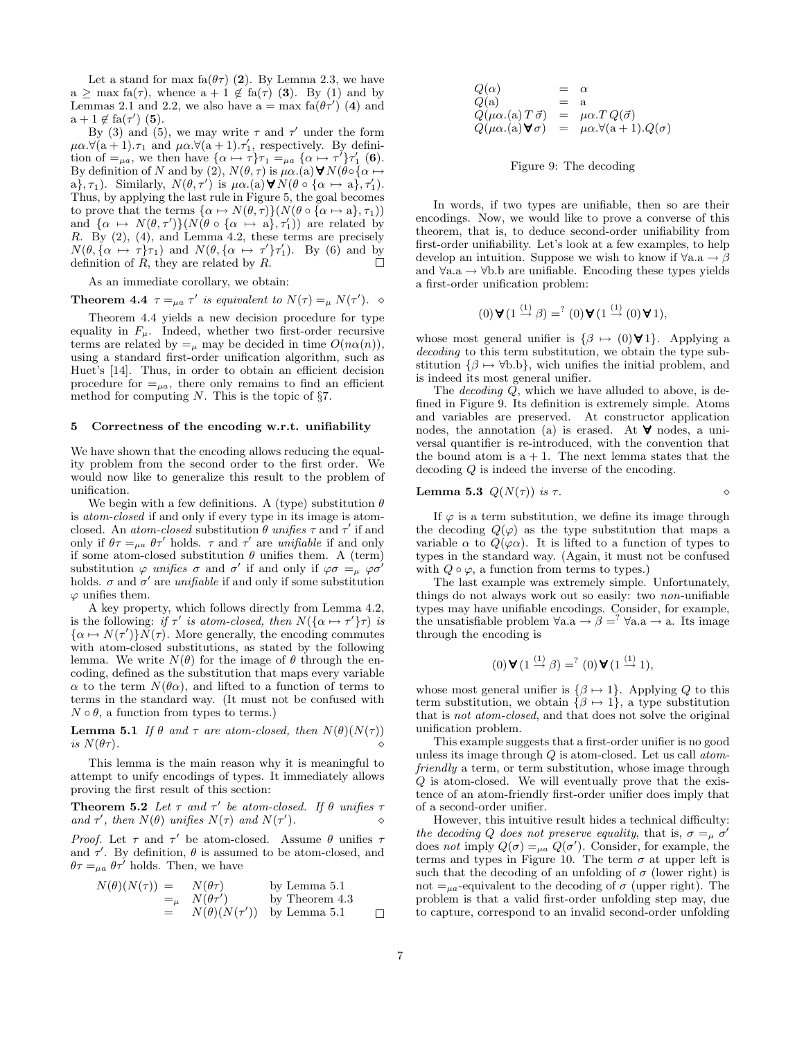Let a stand for max $\text{fa}(\theta\tau)$ (**2**). By Lemma 2.3, we have $\text{a} \geq \max \text{fa}(\tau)$, whence $\text{a}+1 \notin \text{fa}(\tau)$ (**3**). By (1) and by Lemmas 2.1 and 2.2, we also have $\text{a} = \max \text{fa}(\theta\tau')$ (**4**) and $\text{a}+1 \notin \text{fa}(\tau')$ (**5**).

By (3) and (5), we may write $\tau$ and $\tau'$ under the form $\mu\alpha.\forall(\text{a}+1).\tau_1$ and $\mu\alpha.\forall(\text{a}+1).\tau_1'$, respectively. By definition of $=_{\mu a}$, we then have $\{\alpha \mapsto \tau\}\tau_1 =_{\mu a} \{\alpha \mapsto \tau'\}\tau_1'$ (**6**). By definition of $N$ and by (2), $N(\theta, \tau)$ is $\mu\alpha.(\text{a}) \forall N(\theta \circ \{\alpha \mapsto \text{a}\}, \tau_1)$. Similarly, $N(\theta, \tau')$ is $\mu\alpha.(\text{a}) \forall N(\theta \circ \{\alpha \mapsto \text{a}\}, \tau_1')$. Thus, by applying the last rule in Figure 5, the goal becomes to prove that the terms $\{\alpha \mapsto N(\theta, \tau)\}(N(\theta \circ \{\alpha \mapsto \text{a}\}, \tau_1))$ and $\{\alpha \mapsto N(\theta, \tau')\}(N(\theta \circ \{\alpha \mapsto \text{a}\}, \tau_1'))$ are related by $R$. By (2), (4), and Lemma 4.2, these terms are precisely $N(\theta, \{\alpha \mapsto \tau\}\tau_1)$ and $N(\theta, \{\alpha \mapsto \tau'\}\tau_1')$. By (6) and by definition of $R$, they are related by $R$. □

As an immediate corollary, we obtain:

**Theorem 4.4** *$\tau =_{\mu a} \tau'$ is equivalent to $N(\tau) =_\mu N(\tau')$.* ⋄

Theorem 4.4 yields a new decision procedure for type equality in $F_\mu$. Indeed, whether two first-order recursive terms are related by $=_\mu$ may be decided in time $O(n\alpha(n))$, using a standard first-order unification algorithm, such as Huet's [14]. Thus, in order to obtain an efficient decision procedure for $=_{\mu a}$, there only remains to find an efficient method for computing $N$. This is the topic of §7.

## 5 Correctness of the encoding w.r.t. unifiability

We have shown that the encoding allows reducing the equality problem from the second order to the first order. We would now like to generalize this result to the problem of unification.

We begin with a few definitions. A (type) substitution $\theta$ is *atom-closed* if and only if every type in its image is atom-closed. An *atom-closed* substitution $\theta$ *unifies* $\tau$ and $\tau'$ if and only if $\theta\tau =_{\mu a} \theta\tau'$ holds. $\tau$ and $\tau'$ are *unifiable* if and only if some atom-closed substitution $\theta$ unifies them. A (term) substitution $\varphi$ *unifies* $\sigma$ and $\sigma'$ if and only if $\varphi\sigma =_\mu \varphi\sigma'$ holds. $\sigma$ and $\sigma'$ are *unifiable* if and only if some substitution $\varphi$ unifies them.

A key property, which follows directly from Lemma 4.2, is the following: *if $\tau'$ is atom-closed, then $N(\{\alpha \mapsto \tau'\}\tau)$ is $\{\alpha \mapsto N(\tau')\}N(\tau)$.* More generally, the encoding commutes with atom-closed substitutions, as stated by the following lemma. We write $N(\theta)$ for the image of $\theta$ through the encoding, defined as the substitution that maps every variable $\alpha$ to the term $N(\theta\alpha)$, and lifted to a function of terms to terms in the standard way. (It must not be confused with $N \circ \theta$, a function from types to terms.)

**Lemma 5.1** *If $\theta$ and $\tau$ are atom-closed, then $N(\theta)(N(\tau))$ is $N(\theta\tau)$.* ⋄

This lemma is the main reason why it is meaningful to attempt to unify encodings of types. It immediately allows proving the first result of this section:

**Theorem 5.2** *Let $\tau$ and $\tau'$ be atom-closed. If $\theta$ unifies $\tau$ and $\tau'$, then $N(\theta)$ unifies $N(\tau)$ and $N(\tau')$.* ⋄

*Proof.* Let $\tau$ and $\tau'$ be atom-closed. Assume $\theta$ unifies $\tau$ and $\tau'$. By definition, $\theta$ is assumed to be atom-closed, and $\theta\tau =_{\mu a} \theta\tau'$ holds. Then, we have

$$
\begin{array}{rcll}
N(\theta)(N(\tau)) & = & N(\theta\tau) & \text{by Lemma 5.1} \\
 & =_\mu & N(\theta\tau') & \text{by Theorem 4.3} \\
 & = & N(\theta)(N(\tau')) & \text{by Lemma 5.1}
\end{array}
$$

□

$$
\begin{array}{lcl}
Q(\alpha) & = & \alpha \\
Q(\text{a}) & = & \text{a} \\
Q(\mu\alpha.(\text{a})\, T\, \vec{\sigma}) & = & \mu\alpha.T\, Q(\vec{\sigma}) \\
Q(\mu\alpha.(\text{a}) \forall \sigma) & = & \mu\alpha.\forall(\text{a}+1).Q(\sigma)
\end{array}
$$

Figure 9: The decoding

In words, if two types are unifiable, then so are their encodings. Now, we would like to prove a converse of this theorem, that is, to deduce second-order unifiability from first-order unifiability. Let's look at a few examples, to help develop an intuition. Suppose we wish to know if $\forall \text{a.a} \to \beta$ and $\forall \text{a.a} \to \forall \text{b.b}$ are unifiable. Encoding these types yields a first-order unification problem:

$$(0) \forall (1 \stackrel{(1)}{\to} \beta) =^? (0) \forall (1 \stackrel{(1)}{\to} (0) \forall 1),$$

whose most general unifier is $\{\beta \mapsto (0) \forall 1\}$. Applying a *decoding* to this term substitution, we obtain the type substitution $\{\beta \mapsto \forall \text{b.b}\}$, wich unifies the initial problem, and is indeed its most general unifier.

The *decoding* $Q$, which we have alluded to above, is defined in Figure 9. Its definition is extremely simple. Atoms and variables are preserved. At constructor application nodes, the annotation (a) is erased. At $\forall$ nodes, a universal quantifier is re-introduced, with the convention that the bound atom is $\text{a}+1$. The next lemma states that the decoding $Q$ is indeed the inverse of the encoding.

**Lemma 5.3** *$Q(N(\tau))$ is $\tau$.* ⋄

If $\varphi$ is a term substitution, we define its image through the decoding $Q(\varphi)$ as the type substitution that maps a variable $\alpha$ to $Q(\varphi\alpha)$. It is lifted to a function of types to types in the standard way. (Again, it must not be confused with $Q \circ \varphi$, a function from terms to types.)

The last example was extremely simple. Unfortunately, things do not always work out so easily: two *non*-unifiable types may have unifiable encodings. Consider, for example, the unsatisfiable problem $\forall \text{a.a} \to \beta =^? \forall \text{a.a} \to \text{a}$. Its image through the encoding is

$$(0) \forall (1 \stackrel{(1)}{\to} \beta) =^? (0) \forall (1 \stackrel{(1)}{\to} 1),$$

whose most general unifier is $\{\beta \mapsto 1\}$. Applying $Q$ to this term substitution, we obtain $\{\beta \mapsto 1\}$, a type substitution that is *not atom-closed*, and that does not solve the original unification problem.

This example suggests that a first-order unifier is no good unless its image through $Q$ is atom-closed. Let us call *atom-friendly* a term, or term substitution, whose image through $Q$ is atom-closed. We will eventually prove that the existence of an atom-friendly first-order unifier does imply that of a second-order unifier.

However, this intuitive result hides a technical difficulty: *the decoding $Q$ does not preserve equality*, that is, $\sigma =_\mu \sigma'$ does *not* imply $Q(\sigma) =_{\mu a} Q(\sigma')$. Consider, for example, the terms and types in Figure 10. The term $\sigma$ at upper left is such that the decoding of an unfolding of $\sigma$ (lower right) is not $=_{\mu a}$-equivalent to the decoding of $\sigma$ (upper right). The problem is that a valid first-order unfolding step may, due to capture, correspond to an invalid second-order unfolding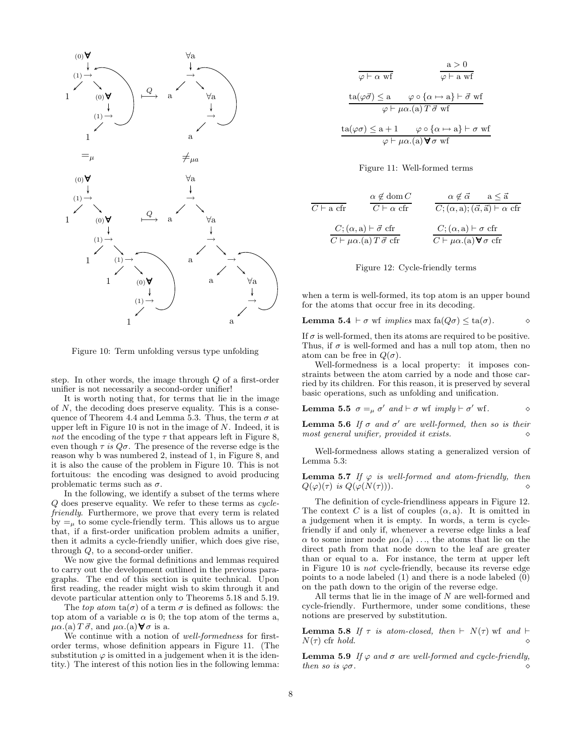(0) ∀
(1) →
1
(0) ∀
(1) →
1
$\overset{Q}{\longmapsto}$
∀a
→
a
∀a
→
a
$=_\mu$
$\neq_{\mu a}$
(0) ∀
(1) →
1
(0) ∀
(1) →
1
(1) →
1
(0) ∀
(1) →
1
$\overset{Q}{\longmapsto}$
∀a
→
a
∀a
→
a
→
a
∀a
→
a

Figure 10: Term unfolding versus type unfolding

step. In other words, the image through $Q$ of a first-order unifier is not necessarily a second-order unifier!

It is worth noting that, for terms that lie in the image of $N$, the decoding does preserve equality. This is a consequence of Theorem 4.4 and Lemma 5.3. Thus, the term $\sigma$ at upper left in Figure 10 is not in the image of $N$. Indeed, it is *not* the encoding of the type $\tau$ that appears left in Figure 8, even though $\tau$ *is* $Q\sigma$. The presence of the reverse edge is the reason why b was numbered 2, instead of 1, in Figure 8, and it is also the cause of the problem in Figure 10. This is not fortuitous: the encoding was designed to avoid producing problematic terms such as $\sigma$.

In the following, we identify a subset of the terms where $Q$ does preserve equality. We refer to these terms as *cycle-friendly*. Furthermore, we prove that every term is related by $=_\mu$ to some cycle-friendly term. This allows us to argue that, if a first-order unification problem admits a unifier, then it admits a cycle-friendly unifier, which does give rise, through $Q$, to a second-order unifier.

We now give the formal definitions and lemmas required to carry out the development outlined in the previous paragraphs. The end of this section is quite technical. Upon first reading, the reader might wish to skim through it and devote particular attention only to Theorems 5.18 and 5.19.

The *top atom* $\mathrm{ta}(\sigma)$ of a term $\sigma$ is defined as follows: the top atom of a variable $\alpha$ is 0; the top atom of the terms a, $\mu\alpha.(\mathrm{a})\,T\,\vec{\sigma}$, and $\mu\alpha.(\mathrm{a})\forall\sigma$ is a.

We continue with a notion of *well-formedness* for first-order terms, whose definition appears in Figure 11. (The substitution $\varphi$ is omitted in a judgement when it is the identity.) The interest of this notion lies in the following lemma: when a term is well-formed, its top atom is an upper bound for the atoms that occur free in its decoding.

$$\frac{}{\varphi \vdash \alpha \text{ wf}} \qquad \frac{\mathrm{a} > 0}{\varphi \vdash \mathrm{a} \text{ wf}}$$

$$\frac{\mathrm{ta}(\varphi\vec{\sigma}) \leq \mathrm{a} \qquad \varphi \circ \{\alpha \mapsto \mathrm{a}\} \vdash \vec{\sigma} \text{ wf}}{\varphi \vdash \mu\alpha.(\mathrm{a})\,T\,\vec{\sigma} \text{ wf}}$$

$$\frac{\mathrm{ta}(\varphi\sigma) \leq \mathrm{a}+1 \qquad \varphi \circ \{\alpha \mapsto \mathrm{a}\} \vdash \sigma \text{ wf}}{\varphi \vdash \mu\alpha.(\mathrm{a})\forall\sigma \text{ wf}}$$

Figure 11: Well-formed terms

$$\frac{}{C \vdash \mathrm{a} \text{ cfr}} \qquad \frac{\alpha \notin \mathrm{dom}\, C}{C \vdash \alpha \text{ cfr}} \qquad \frac{\alpha \notin \vec{\alpha} \qquad \mathrm{a} \leq \vec{\mathrm{a}}}{C; (\alpha, \mathrm{a}); (\vec{\alpha}, \vec{\mathrm{a}}) \vdash \alpha \text{ cfr}}$$

$$\frac{C; (\alpha, \mathrm{a}) \vdash \vec{\sigma} \text{ cfr}}{C \vdash \mu\alpha.(\mathrm{a})\,T\,\vec{\sigma} \text{ cfr}} \qquad \frac{C; (\alpha, \mathrm{a}) \vdash \sigma \text{ cfr}}{C \vdash \mu\alpha.(\mathrm{a})\forall\sigma \text{ cfr}}$$

Figure 12: Cycle-friendly terms

**Lemma 5.4** $\vdash \sigma$ wf *implies* $\max \mathrm{fa}(Q\sigma) \leq \mathrm{ta}(\sigma)$. ◇

If $\sigma$ is well-formed, then its atoms are required to be positive. Thus, if $\sigma$ is well-formed and has a null top atom, then no atom can be free in $Q(\sigma)$.

Well-formedness is a local property: it imposes constraints between the atom carried by a node and those carried by its children. For this reason, it is preserved by several basic operations, such as unfolding and unification.

**Lemma 5.5** $\sigma =_\mu \sigma'$ *and* $\vdash \sigma$ wf *imply* $\vdash \sigma'$ wf. ◇

**Lemma 5.6** *If $\sigma$ and $\sigma'$ are well-formed, then so is their most general unifier, provided it exists.* ◇

Well-formedness allows stating a generalized version of Lemma 5.3:

**Lemma 5.7** *If $\varphi$ is well-formed and atom-friendly, then $Q(\varphi)(\tau)$ is $Q(\varphi(N(\tau)))$.* ◇

The definition of cycle-friendliness appears in Figure 12. The context $C$ is a list of couples $(\alpha, \mathrm{a})$. It is omitted in a judgement when it is empty. In words, a term is cycle-friendly if and only if, whenever a reverse edge links a leaf $\alpha$ to some inner node $\mu\alpha.(\mathrm{a})\ \ldots$, the atoms that lie on the direct path from that node down to the leaf are greater than or equal to a. For instance, the term at upper left in Figure 10 is *not* cycle-friendly, because its reverse edge points to a node labeled (1) and there is a node labeled (0) on the path down to the origin of the reverse edge.

All terms that lie in the image of $N$ are well-formed and cycle-friendly. Furthermore, under some conditions, these notions are preserved by substitution.

**Lemma 5.8** *If $\tau$ is atom-closed, then* $\vdash N(\tau)$ wf *and* $\vdash N(\tau)$ cfr *hold.* ◇

**Lemma 5.9** *If $\varphi$ and $\sigma$ are well-formed and cycle-friendly, then so is $\varphi\sigma$.* ◇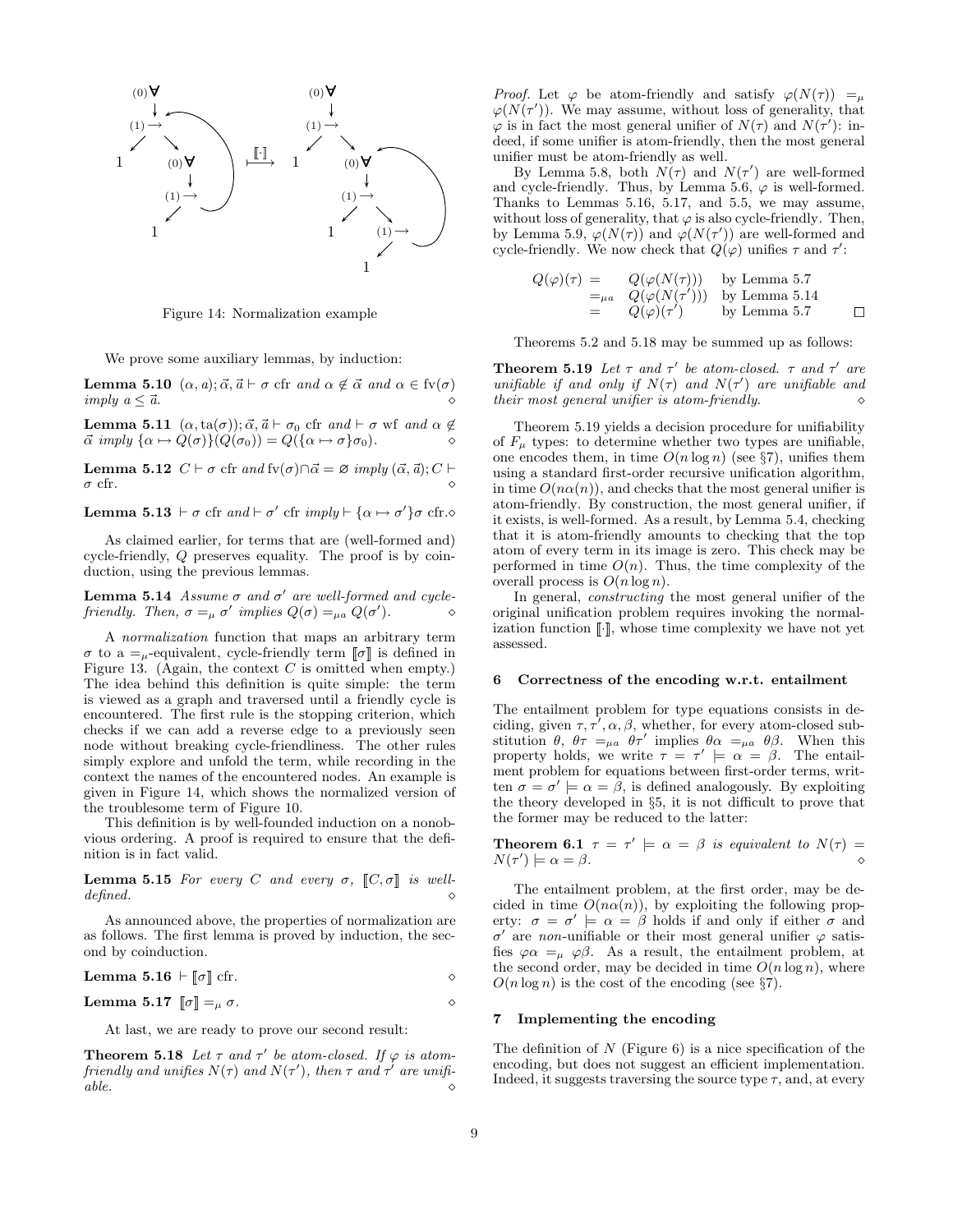Figure 14: Normalization example

We prove some auxiliary lemmas, by induction:

**Lemma 5.10** *$(\alpha, a); \vec{\alpha}, \vec{a} \vdash \sigma$ cfr and $\alpha \notin \vec{\alpha}$ and $\alpha \in \mathrm{fv}(\sigma)$ imply $a \leq \vec{a}$.* ◇

**Lemma 5.11** *$(\alpha, \mathrm{ta}(\sigma)); \vec{\alpha}, \vec{a} \vdash \sigma_0$ cfr and $\vdash \sigma$ wf and $\alpha \notin \vec{\alpha}$ imply $\{\alpha \mapsto Q(\sigma)\}(Q(\sigma_0)) = Q(\{\alpha \mapsto \sigma\}\sigma_0)$.* ◇

**Lemma 5.12** *$C \vdash \sigma$ cfr and $\mathrm{fv}(\sigma) \cap \vec{\alpha} = \varnothing$ imply $(\vec{\alpha}, \vec{a}); C \vdash \sigma$ cfr.* ◇

**Lemma 5.13** *$\vdash \sigma$ cfr and $\vdash \sigma'$ cfr imply $\vdash \{\alpha \mapsto \sigma'\}\sigma$ cfr.* ◇

As claimed earlier, for terms that are (well-formed and) cycle-friendly, $Q$ preserves equality. The proof is by coinduction, using the previous lemmas.

**Lemma 5.14** *Assume $\sigma$ and $\sigma'$ are well-formed and cycle-friendly. Then, $\sigma =_\mu \sigma'$ implies $Q(\sigma) =_{\mu a} Q(\sigma')$.* ◇

A *normalization* function that maps an arbitrary term $\sigma$ to a $=_\mu$-equivalent, cycle-friendly term $[\![\sigma]\!]$ is defined in Figure 13. (Again, the context $C$ is omitted when empty.) The idea behind this definition is quite simple: the term is viewed as a graph and traversed until a friendly cycle is encountered. The first rule is the stopping criterion, which checks if we can add a reverse edge to a previously seen node without breaking cycle-friendliness. The other rules simply explore and unfold the term, while recording in the context the names of the encountered nodes. An example is given in Figure 14, which shows the normalized version of the troublesome term of Figure 10.

This definition is by well-founded induction on a nonobvious ordering. A proof is required to ensure that the definition is in fact valid.

**Lemma 5.15** *For every $C$ and every $\sigma$, $[\![C, \sigma]\!]$ is well-defined.* ◇

As announced above, the properties of normalization are as follows. The first lemma is proved by induction, the second by coinduction.

**Lemma 5.16** *$\vdash [\![\sigma]\!]$ cfr.* ◇

**Lemma 5.17** *$[\![\sigma]\!] =_\mu \sigma$.* ◇

At last, we are ready to prove our second result:

**Theorem 5.18** *Let $\tau$ and $\tau'$ be atom-closed. If $\varphi$ is atom-friendly and unifies $N(\tau)$ and $N(\tau')$, then $\tau$ and $\tau'$ are unifiable.* ◇

*Proof.* Let $\varphi$ be atom-friendly and satisfy $\varphi(N(\tau)) =_\mu \varphi(N(\tau'))$. We may assume, without loss of generality, that $\varphi$ is in fact the most general unifier of $N(\tau)$ and $N(\tau')$: indeed, if some unifier is atom-friendly, then the most general unifier must be atom-friendly as well.

By Lemma 5.8, both $N(\tau)$ and $N(\tau')$ are well-formed and cycle-friendly. Thus, by Lemma 5.6, $\varphi$ is well-formed. Thanks to Lemmas 5.16, 5.17, and 5.5, we may assume, without loss of generality, that $\varphi$ is also cycle-friendly. Then, by Lemma 5.9, $\varphi(N(\tau))$ and $\varphi(N(\tau'))$ are well-formed and cycle-friendly. We now check that $Q(\varphi)$ unifies $\tau$ and $\tau'$:

$$
\begin{array}{rcll}
Q(\varphi)(\tau) & = & Q(\varphi(N(\tau))) & \text{by Lemma 5.7} \\
& =_{\mu a} & Q(\varphi(N(\tau'))) & \text{by Lemma 5.14} \\
& = & Q(\varphi)(\tau') & \text{by Lemma 5.7}
\end{array}
$$

□

Theorems 5.2 and 5.18 may be summed up as follows:

**Theorem 5.19** *Let $\tau$ and $\tau'$ be atom-closed. $\tau$ and $\tau'$ are unifiable if and only if $N(\tau)$ and $N(\tau')$ are unifiable and their most general unifier is atom-friendly.* ◇

Theorem 5.19 yields a decision procedure for unifiability of $F_\mu$ types: to determine whether two types are unifiable, one encodes them, in time $O(n \log n)$ (see §7), unifies them using a standard first-order recursive unification algorithm, in time $O(n\alpha(n))$, and checks that the most general unifier is atom-friendly. By construction, the most general unifier, if it exists, is well-formed. As a result, by Lemma 5.4, checking that it is atom-friendly amounts to checking that the top atom of every term in its image is zero. This check may be performed in time $O(n)$. Thus, the time complexity of the overall process is $O(n \log n)$.

In general, *constructing* the most general unifier of the original unification problem requires invoking the normalization function $[\![\cdot]\!]$, whose time complexity we have not yet assessed.

## 6 Correctness of the encoding w.r.t. entailment

The entailment problem for type equations consists in deciding, given $\tau, \tau', \alpha, \beta$, whether, for every atom-closed substitution $\theta$, $\theta\tau =_{\mu a} \theta\tau'$ implies $\theta\alpha =_{\mu a} \theta\beta$. When this property holds, we write $\tau = \tau' \models \alpha = \beta$. The entailment problem for equations between first-order terms, written $\sigma = \sigma' \models \alpha = \beta$, is defined analogously. By exploiting the theory developed in §5, it is not difficult to prove that the former may be reduced to the latter:

**Theorem 6.1** *$\tau = \tau' \models \alpha = \beta$ is equivalent to $N(\tau) = N(\tau') \models \alpha = \beta$.* ◇

The entailment problem, at the first order, may be decided in time $O(n\alpha(n))$, by exploiting the following property: $\sigma = \sigma' \models \alpha = \beta$ holds if and only if either $\sigma$ and $\sigma'$ are *non*-unifiable or their most general unifier $\varphi$ satisfies $\varphi\alpha =_\mu \varphi\beta$. As a result, the entailment problem, at the second order, may be decided in time $O(n \log n)$, where $O(n \log n)$ is the cost of the encoding (see §7).

## 7 Implementing the encoding

The definition of $N$ (Figure 6) is a nice specification of the encoding, but does not suggest an efficient implementation. Indeed, it suggests traversing the source type $\tau$, and, at every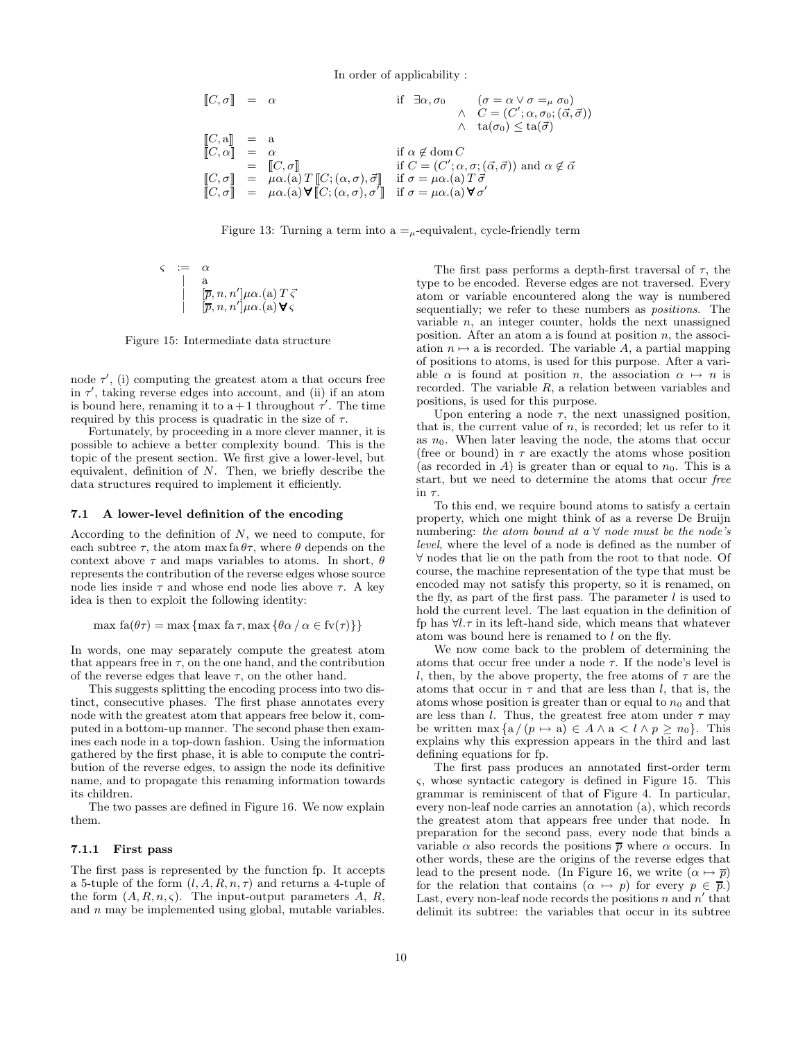In order of applicability :

$$
\begin{array}{rcll}
[\![C,\sigma]\!] & = & \alpha & \text{if } \exists\alpha,\sigma_0 \quad (\sigma = \alpha \vee \sigma =_\mu \sigma_0) \\
& & & \quad\quad \wedge \;\; C = (C';\alpha,\sigma_0;(\vec{\alpha},\vec{\sigma})) \\
& & & \quad\quad \wedge \;\; \mathrm{ta}(\sigma_0) \leq \mathrm{ta}(\vec{\sigma}) \\
[\![C,\mathrm{a}]\!] & = & \mathrm{a} & \\
[\![C,\alpha]\!] & = & \alpha & \text{if } \alpha \notin \mathrm{dom}\, C \\
& = & [\![C,\sigma]\!] & \text{if } C = (C';\alpha,\sigma;(\vec{\alpha},\vec{\sigma})) \text{ and } \alpha \notin \vec{\alpha} \\
[\![C,\sigma]\!] & = & \mu\alpha.(\mathrm{a})\, T\, [\![C;(\alpha,\sigma),\vec{\sigma}]\!] & \text{if } \sigma = \mu\alpha.(\mathrm{a})\, T\, \vec{\sigma} \\
[\![C,\sigma]\!] & = & \mu\alpha.(\mathrm{a})\, \forall\, [\![C;(\alpha,\sigma),\sigma']\!] & \text{if } \sigma = \mu\alpha.(\mathrm{a})\, \forall\, \sigma'
\end{array}
$$

Figure 13: Turning a term into a $=_\mu$-equivalent, cycle-friendly term

$$
\begin{array}{rcl}
\varsigma & ::= & \alpha \\
& | & \mathrm{a} \\
& | & [\overline{p}, n, n']\mu\alpha.(\mathrm{a})\, T\, \vec{\varsigma} \\
& | & [\overline{p}, n, n']\mu\alpha.(\mathrm{a})\, \forall\, \varsigma
\end{array}
$$

Figure 15: Intermediate data structure

node $\tau'$, (i) computing the greatest atom a that occurs free in $\tau'$, taking reverse edges into account, and (ii) if an atom is bound here, renaming it to $\mathrm{a}+1$ throughout $\tau'$. The time required by this process is quadratic in the size of $\tau$.

Fortunately, by proceeding in a more clever manner, it is possible to achieve a better complexity bound. This is the topic of the present section. We first give a lower-level, but equivalent, definition of $N$. Then, we briefly describe the data structures required to implement it efficiently.

### 7.1 A lower-level definition of the encoding

According to the definition of $N$, we need to compute, for each subtree $\tau$, the atom $\max \mathrm{fa}\, \theta\tau$, where $\theta$ depends on the context above $\tau$ and maps variables to atoms. In short, $\theta$ represents the contribution of the reverse edges whose source node lies inside $\tau$ and whose end node lies above $\tau$. A key idea is then to exploit the following identity:

$$
\max \mathrm{fa}(\theta\tau) = \max\{\max \mathrm{fa}\, \tau, \max\{\theta\alpha \,/\, \alpha \in \mathrm{fv}(\tau)\}\}
$$

In words, one may separately compute the greatest atom that appears free in $\tau$, on the one hand, and the contribution of the reverse edges that leave $\tau$, on the other hand.

This suggests splitting the encoding process into two distinct, consecutive phases. The first phase annotates every node with the greatest atom that appears free below it, computed in a bottom-up manner. The second phase then examines each node in a top-down fashion. Using the information gathered by the first phase, it is able to compute the contribution of the reverse edges, to assign the node its definitive name, and to propagate this renaming information towards its children.

The two passes are defined in Figure 16. We now explain them.

#### 7.1.1 First pass

The first pass is represented by the function fp. It accepts a 5-tuple of the form $(l, A, R, n, \tau)$ and returns a 4-tuple of the form $(A, R, n, \varsigma)$. The input-output parameters $A$, $R$, and $n$ may be implemented using global, mutable variables.

The first pass performs a depth-first traversal of $\tau$, the type to be encoded. Reverse edges are not traversed. Every atom or variable encountered along the way is numbered sequentially; we refer to these numbers as *positions*. The variable $n$, an integer counter, holds the next unassigned position. After an atom a is found at position $n$, the association $n \mapsto \mathrm{a}$ is recorded. The variable $A$, a partial mapping of positions to atoms, is used for this purpose. After a variable $\alpha$ is found at position $n$, the association $\alpha \mapsto n$ is recorded. The variable $R$, a relation between variables and positions, is used for this purpose.

Upon entering a node $\tau$, the next unassigned position, that is, the current value of $n$, is recorded; let us refer to it as $n_0$. When later leaving the node, the atoms that occur (free or bound) in $\tau$ are exactly the atoms whose position (as recorded in $A$) is greater than or equal to $n_0$. This is a start, but we need to determine the atoms that occur *free* in $\tau$.

To this end, we require bound atoms to satisfy a certain property, which one might think of as a reverse De Bruijn numbering: *the atom bound at a $\forall$ node must be the node's level*, where the level of a node is defined as the number of $\forall$ nodes that lie on the path from the root to that node. Of course, the machine representation of the type that must be encoded may not satisfy this property, so it is renamed, on the fly, as part of the first pass. The parameter $l$ is used to hold the current level. The last equation in the definition of fp has $\forall l.\tau$ in its left-hand side, which means that whatever atom was bound here is renamed to $l$ on the fly.

We now come back to the problem of determining the atoms that occur free under a node $\tau$. If the node's level is $l$, then, by the above property, the free atoms of $\tau$ are the atoms that occur in $\tau$ and that are less than $l$, that is, the atoms whose position is greater than or equal to $n_0$ and that are less than $l$. Thus, the greatest free atom under $\tau$ may be written $\max\{\mathrm{a} \,/\, (p \mapsto \mathrm{a}) \in A \wedge \mathrm{a} < l \wedge p \geq n_0\}$. This explains why this expression appears in the third and last defining equations for fp.

The first pass produces an annotated first-order term $\varsigma$, whose syntactic category is defined in Figure 15. This grammar is reminiscent of that of Figure 4. In particular, every non-leaf node carries an annotation (a), which records the greatest atom that appears free under that node. In preparation for the second pass, every node that binds a variable $\alpha$ also records the positions $\overline{p}$ where $\alpha$ occurs. In other words, these are the origins of the reverse edges that lead to the present node. (In Figure 16, we write $(\alpha \mapsto \overline{p})$ for the relation that contains $(\alpha \mapsto p)$ for every $p \in \overline{p}$.) Last, every non-leaf node records the positions $n$ and $n'$ that delimit its subtree: the variables that occur in its subtree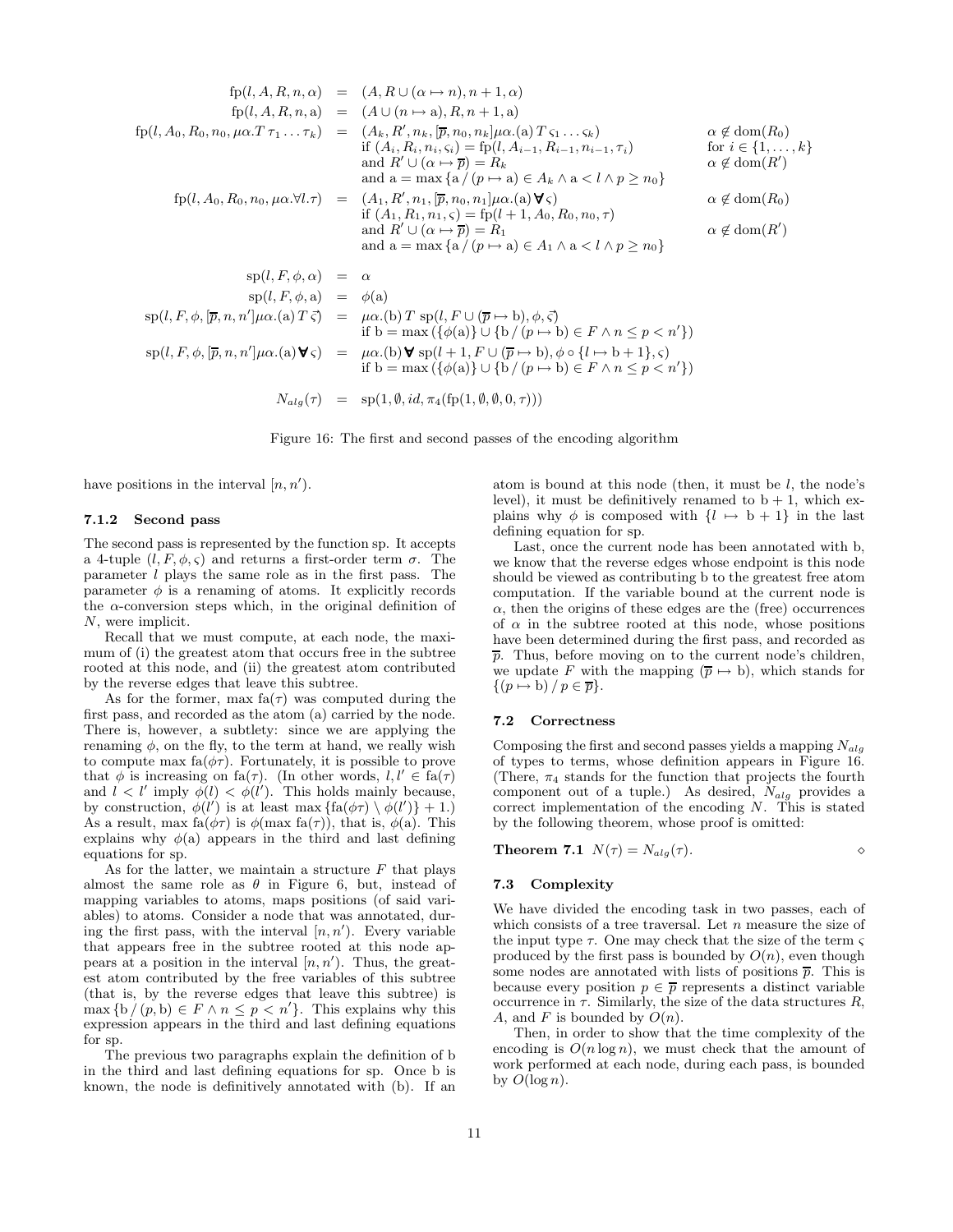$$
\begin{array}{rcll}
\mathrm{fp}(l, A, R, n, \alpha) & = & (A, R \cup (\alpha \mapsto n), n+1, \alpha) & \\
\mathrm{fp}(l, A, R, n, \mathrm{a}) & = & (A \cup (n \mapsto \mathrm{a}), R, n+1, \mathrm{a}) & \\
\mathrm{fp}(l, A_0, R_0, n_0, \mu\alpha.T\,\tau_1 \ldots \tau_k) & = & (A_k, R', n_k, [\overline{p}, n_0, n_k]\mu\alpha.(\mathrm{a})\,T\,\varsigma_1 \ldots \varsigma_k) & \alpha \notin \mathrm{dom}(R_0) \\
& & \text{if } (A_i, R_i, n_i, \varsigma_i) = \mathrm{fp}(l, A_{i-1}, R_{i-1}, n_{i-1}, \tau_i) & \text{for } i \in \{1, \ldots, k\} \\
& & \text{and } R' \cup (\alpha \mapsto \overline{p}) = R_k & \alpha \notin \mathrm{dom}(R') \\
& & \text{and } \mathrm{a} = \max \{\mathrm{a} \,/\, (p \mapsto \mathrm{a}) \in A_k \wedge \mathrm{a} < l \wedge p \geq n_0\} & \\
\mathrm{fp}(l, A_0, R_0, n_0, \mu\alpha.\forall l.\tau) & = & (A_1, R', n_1, [\overline{p}, n_0, n_1]\mu\alpha.(\mathrm{a})\,\forall\,\varsigma) & \alpha \notin \mathrm{dom}(R_0) \\
& & \text{if } (A_1, R_1, n_1, \varsigma) = \mathrm{fp}(l+1, A_0, R_0, n_0, \tau) & \\
& & \text{and } R' \cup (\alpha \mapsto \overline{p}) = R_1 & \alpha \notin \mathrm{dom}(R') \\
& & \text{and } \mathrm{a} = \max \{\mathrm{a} \,/\, (p \mapsto \mathrm{a}) \in A_1 \wedge \mathrm{a} < l \wedge p \geq n_0\} &
\end{array}
$$

$$
\begin{array}{rcl}
\mathrm{sp}(l, F, \phi, \alpha) & = & \alpha \\
\mathrm{sp}(l, F, \phi, \mathrm{a}) & = & \phi(\mathrm{a}) \\
\mathrm{sp}(l, F, \phi, [\overline{p}, n, n']\mu\alpha.(\mathrm{a})\,T\,\vec{\varsigma}) & = & \mu\alpha.(\mathrm{b})\,T\,\mathrm{sp}(l, F \cup (\overline{p} \mapsto \mathrm{b}), \phi, \vec{\varsigma}) \\
& & \text{if } \mathrm{b} = \max(\{\phi(\mathrm{a})\} \cup \{\mathrm{b} \,/\, (p \mapsto \mathrm{b}) \in F \wedge n \leq p < n'\}) \\
\mathrm{sp}(l, F, \phi, [\overline{p}, n, n']\mu\alpha.(\mathrm{a})\,\forall\,\varsigma) & = & \mu\alpha.(\mathrm{b})\,\forall\,\mathrm{sp}(l+1, F \cup (\overline{p} \mapsto \mathrm{b}), \phi \circ \{l \mapsto \mathrm{b}+1\}, \varsigma) \\
& & \text{if } \mathrm{b} = \max(\{\phi(\mathrm{a})\} \cup \{\mathrm{b} \,/\, (p \mapsto \mathrm{b}) \in F \wedge n \leq p < n'\})
\end{array}
$$

$$
N_{alg}(\tau) = \mathrm{sp}(1, \emptyset, id, \pi_4(\mathrm{fp}(1, \emptyset, \emptyset, 0, \tau)))
$$

Figure 16: The first and second passes of the encoding algorithm

have positions in the interval $[n, n')$.

### 7.1.2 Second pass

The second pass is represented by the function sp. It accepts a 4-tuple $(l, F, \phi, \varsigma)$ and returns a first-order term $\sigma$. The parameter $l$ plays the same role as in the first pass. The parameter $\phi$ is a renaming of atoms. It explicitly records the $\alpha$-conversion steps which, in the original definition of $N$, were implicit.

Recall that we must compute, at each node, the maximum of (i) the greatest atom that occurs free in the subtree rooted at this node, and (ii) the greatest atom contributed by the reverse edges that leave this subtree.

As for the former, $\max \mathrm{fa}(\tau)$ was computed during the first pass, and recorded as the atom (a) carried by the node. There is, however, a subtlety: since we are applying the renaming $\phi$, on the fly, to the term at hand, we really wish to compute $\max \mathrm{fa}(\phi\tau)$. Fortunately, it is possible to prove that $\phi$ is increasing on $\mathrm{fa}(\tau)$. (In other words, $l, l' \in \mathrm{fa}(\tau)$ and $l < l'$ imply $\phi(l) < \phi(l')$. This holds mainly because, by construction, $\phi(l')$ is at least $\max\{\mathrm{fa}(\phi\tau) \setminus \phi(l')\} + 1$.) As a result, $\max \mathrm{fa}(\phi\tau)$ is $\phi(\max \mathrm{fa}(\tau))$, that is, $\phi(\mathrm{a})$. This explains why $\phi(\mathrm{a})$ appears in the third and last defining equations for sp.

As for the latter, we maintain a structure $F$ that plays almost the same role as $\theta$ in Figure 6, but, instead of mapping variables to atoms, maps positions (of said variables) to atoms. Consider a node that was annotated, during the first pass, with the interval $[n, n')$. Every variable that appears free in the subtree rooted at this node appears at a position in the interval $[n, n')$. Thus, the greatest atom contributed by the free variables of this subtree (that is, by the reverse edges that leave this subtree) is $\max\{\mathrm{b} \,/\, (p, \mathrm{b}) \in F \wedge n \leq p < n'\}$. This explains why this expression appears in the third and last defining equations for sp.

The previous two paragraphs explain the definition of b in the third and last defining equations for sp. Once b is known, the node is definitively annotated with (b). If an atom is bound at this node (then, it must be $l$, the node's level), it must be definitively renamed to $\mathrm{b} + 1$, which explains why $\phi$ is composed with $\{l \mapsto \mathrm{b} + 1\}$ in the last defining equation for sp.

Last, once the current node has been annotated with b, we know that the reverse edges whose endpoint is this node should be viewed as contributing b to the greatest free atom computation. If the variable bound at the current node is $\alpha$, then the origins of these edges are the (free) occurrences of $\alpha$ in the subtree rooted at this node, whose positions have been determined during the first pass, and recorded as $\overline{p}$. Thus, before moving on to the current node's children, we update $F$ with the mapping $(\overline{p} \mapsto \mathrm{b})$, which stands for $\{(p \mapsto \mathrm{b}) \,/\, p \in \overline{p}\}$.

## 7.2 Correctness

Composing the first and second passes yields a mapping $N_{alg}$ of types to terms, whose definition appears in Figure 16. (There, $\pi_4$ stands for the function that projects the fourth component out of a tuple.) As desired, $N_{alg}$ provides a correct implementation of the encoding $N$. This is stated by the following theorem, whose proof is omitted:

**Theorem 7.1** $N(\tau) = N_{alg}(\tau)$. $\diamond$

## 7.3 Complexity

We have divided the encoding task in two passes, each of which consists of a tree traversal. Let $n$ measure the size of the input type $\tau$. One may check that the size of the term $\varsigma$ produced by the first pass is bounded by $O(n)$, even though some nodes are annotated with lists of positions $\overline{p}$. This is because every position $p \in \overline{p}$ represents a distinct variable occurrence in $\tau$. Similarly, the size of the data structures $R$, $A$, and $F$ is bounded by $O(n)$.

Then, in order to show that the time complexity of the encoding is $O(n \log n)$, we must check that the amount of work performed at each node, during each pass, is bounded by $O(\log n)$.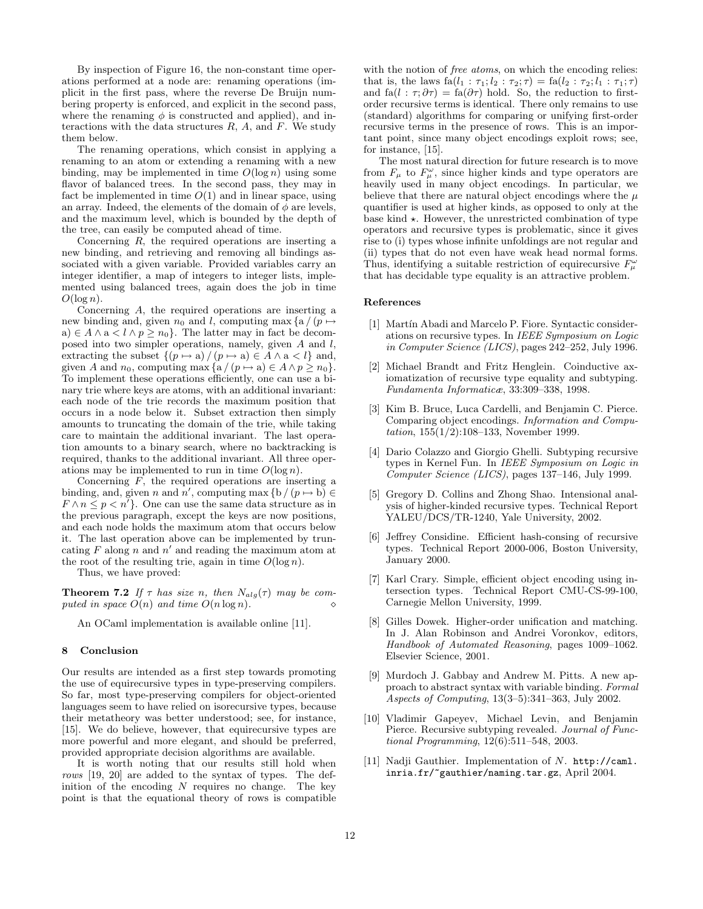By inspection of Figure 16, the non-constant time operations performed at a node are: renaming operations (implicit in the first pass, where the reverse De Bruijn numbering property is enforced, and explicit in the second pass, where the renaming $\phi$ is constructed and applied), and interactions with the data structures $R$, $A$, and $F$. We study them below.

The renaming operations, which consist in applying a renaming to an atom or extending a renaming with a new binding, may be implemented in time $O(\log n)$ using some flavor of balanced trees. In the second pass, they may in fact be implemented in time $O(1)$ and in linear space, using an array. Indeed, the elements of the domain of $\phi$ are levels, and the maximum level, which is bounded by the depth of the tree, can easily be computed ahead of time.

Concerning $R$, the required operations are inserting a new binding, and retrieving and removing all bindings associated with a given variable. Provided variables carry an integer identifier, a map of integers to integer lists, implemented using balanced trees, again does the job in time $O(\log n)$.

Concerning $A$, the required operations are inserting a new binding and, given $n_0$ and $l$, computing $\max \{ \mathrm{a} \,/\, (p \mapsto \mathrm{a}) \in A \wedge \mathrm{a} < l \wedge p \geq n_0 \}$. The latter may in fact be decomposed into two simpler operations, namely, given $A$ and $l$, extracting the subset $\{ (p \mapsto \mathrm{a}) \,/\, (p \mapsto \mathrm{a}) \in A \wedge \mathrm{a} < l \}$ and, given $A$ and $n_0$, computing $\max \{ \mathrm{a} \,/\, (p \mapsto \mathrm{a}) \in A \wedge p \geq n_0 \}$. To implement these operations efficiently, one can use a binary trie where keys are atoms, with an additional invariant: each node of the trie records the maximum position that occurs in a node below it. Subset extraction then simply amounts to truncating the domain of the trie, while taking care to maintain the additional invariant. The last operation amounts to a binary search, where no backtracking is required, thanks to the additional invariant. All three operations may be implemented to run in time $O(\log n)$.

Concerning $F$, the required operations are inserting a binding, and, given $n$ and $n'$, computing $\max \{ \mathrm{b} \,/\, (p \mapsto \mathrm{b}) \in F \wedge n \leq p < n' \}$. One can use the same data structure as in the previous paragraph, except the keys are now positions, and each node holds the maximum atom that occurs below it. The last operation above can be implemented by truncating $F$ along $n$ and $n'$ and reading the maximum atom at the root of the resulting trie, again in time $O(\log n)$.

Thus, we have proved:

**Theorem 7.2** *If $\tau$ has size $n$, then $N_{alg}(\tau)$ may be computed in space $O(n)$ and time $O(n \log n)$.* $\diamond$

An OCaml implementation is available online [11].

## 8 Conclusion

Our results are intended as a first step towards promoting the use of equirecursive types in type-preserving compilers. So far, most type-preserving compilers for object-oriented languages seem to have relied on isorecursive types, because their metatheory was better understood; see, for instance, [15]. We do believe, however, that equirecursive types are more powerful and more elegant, and should be preferred, provided appropriate decision algorithms are available.

It is worth noting that our results still hold when *rows* [19, 20] are added to the syntax of types. The definition of the encoding $N$ requires no change. The key point is that the equational theory of rows is compatible with the notion of *free atoms*, on which the encoding relies: that is, the laws $\mathrm{fa}(l_1 : \tau_1; l_2 : \tau_2; \tau) = \mathrm{fa}(l_2 : \tau_2; l_1 : \tau_1; \tau)$ and $\mathrm{fa}(l : \tau; \partial\tau) = \mathrm{fa}(\partial\tau)$ hold. So, the reduction to first-order recursive terms is identical. There only remains to use (standard) algorithms for comparing or unifying first-order recursive terms in the presence of rows. This is an important point, since many object encodings exploit rows; see, for instance, [15].

The most natural direction for future research is to move from $F_\mu$ to $F_\mu^\omega$, since higher kinds and type operators are heavily used in many object encodings. In particular, we believe that there are natural object encodings where the $\mu$ quantifier is used at higher kinds, as opposed to only at the base kind $\star$. However, the unrestricted combination of type operators and recursive types is problematic, since it gives rise to (i) types whose infinite unfoldings are not regular and (ii) types that do not even have weak head normal forms. Thus, identifying a suitable restriction of equirecursive $F_\mu^\omega$ that has decidable type equality is an attractive problem.

## References

[1] Martín Abadi and Marcelo P. Fiore. Syntactic considerations on recursive types. In *IEEE Symposium on Logic in Computer Science (LICS)*, pages 242–252, July 1996.

[2] Michael Brandt and Fritz Henglein. Coinductive axiomatization of recursive type equality and subtyping. *Fundamenta Informaticæ*, 33:309–338, 1998.

[3] Kim B. Bruce, Luca Cardelli, and Benjamin C. Pierce. Comparing object encodings. *Information and Computation*, 155(1/2):108–133, November 1999.

[4] Dario Colazzo and Giorgio Ghelli. Subtyping recursive types in Kernel Fun. In *IEEE Symposium on Logic in Computer Science (LICS)*, pages 137–146, July 1999.

[5] Gregory D. Collins and Zhong Shao. Intensional analysis of higher-kinded recursive types. Technical Report YALEU/DCS/TR-1240, Yale University, 2002.

[6] Jeffrey Considine. Efficient hash-consing of recursive types. Technical Report 2000-006, Boston University, January 2000.

[7] Karl Crary. Simple, efficient object encoding using intersection types. Technical Report CMU-CS-99-100, Carnegie Mellon University, 1999.

[8] Gilles Dowek. Higher-order unification and matching. In J. Alan Robinson and Andrei Voronkov, editors, *Handbook of Automated Reasoning*, pages 1009–1062. Elsevier Science, 2001.

[9] Murdoch J. Gabbay and Andrew M. Pitts. A new approach to abstract syntax with variable binding. *Formal Aspects of Computing*, 13(3–5):341–363, July 2002.

[10] Vladimir Gapeyev, Michael Levin, and Benjamin Pierce. Recursive subtyping revealed. *Journal of Functional Programming*, 12(6):511–548, 2003.

[11] Nadji Gauthier. Implementation of $N$. `http://caml.inria.fr/~gauthier/naming.tar.gz`, April 2004.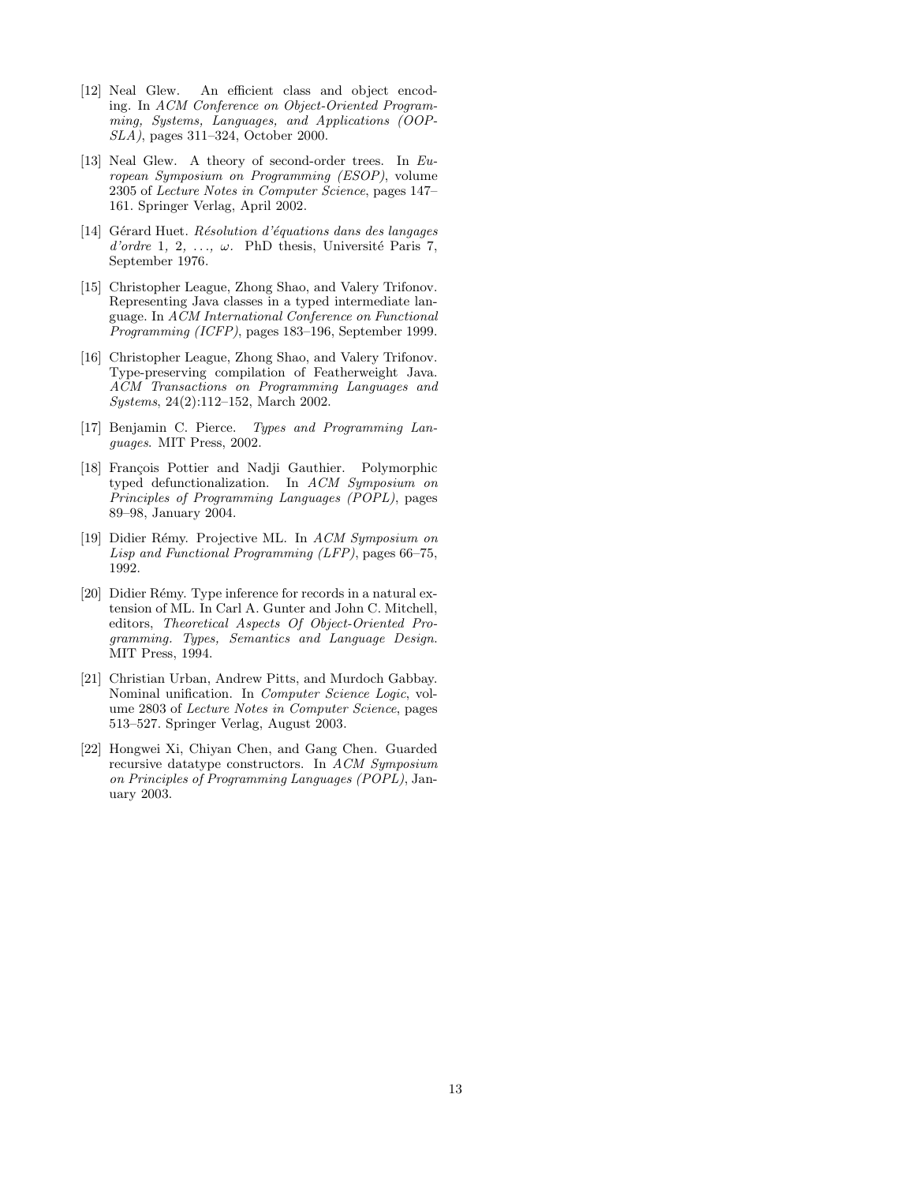[12] Neal Glew. An efficient class and object encoding. In *ACM Conference on Object-Oriented Programming, Systems, Languages, and Applications (OOPSLA)*, pages 311–324, October 2000.

[13] Neal Glew. A theory of second-order trees. In *European Symposium on Programming (ESOP)*, volume 2305 of *Lecture Notes in Computer Science*, pages 147–161. Springer Verlag, April 2002.

[14] Gérard Huet. *Résolution d'équations dans des langages d'ordre* 1, 2, ..., $\omega$. PhD thesis, Université Paris 7, September 1976.

[15] Christopher League, Zhong Shao, and Valery Trifonov. Representing Java classes in a typed intermediate language. In *ACM International Conference on Functional Programming (ICFP)*, pages 183–196, September 1999.

[16] Christopher League, Zhong Shao, and Valery Trifonov. Type-preserving compilation of Featherweight Java. *ACM Transactions on Programming Languages and Systems*, 24(2):112–152, March 2002.

[17] Benjamin C. Pierce. *Types and Programming Languages*. MIT Press, 2002.

[18] François Pottier and Nadji Gauthier. Polymorphic typed defunctionalization. In *ACM Symposium on Principles of Programming Languages (POPL)*, pages 89–98, January 2004.

[19] Didier Rémy. Projective ML. In *ACM Symposium on Lisp and Functional Programming (LFP)*, pages 66–75, 1992.

[20] Didier Rémy. Type inference for records in a natural extension of ML. In Carl A. Gunter and John C. Mitchell, editors, *Theoretical Aspects Of Object-Oriented Programming. Types, Semantics and Language Design*. MIT Press, 1994.

[21] Christian Urban, Andrew Pitts, and Murdoch Gabbay. Nominal unification. In *Computer Science Logic*, volume 2803 of *Lecture Notes in Computer Science*, pages 513–527. Springer Verlag, August 2003.

[22] Hongwei Xi, Chiyan Chen, and Gang Chen. Guarded recursive datatype constructors. In *ACM Symposium on Principles of Programming Languages (POPL)*, January 2003.